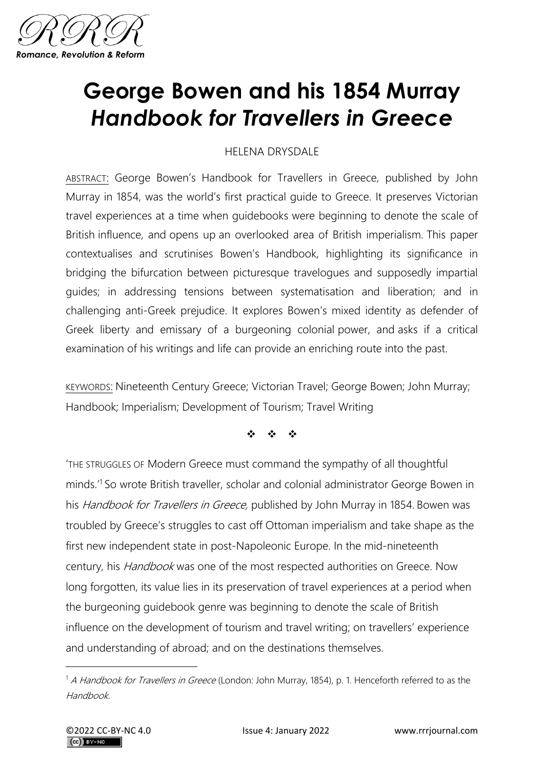# George Bowen and his 1854 Murray *Handbook for Travellers in Greece*

HELENA DRYSDALE

ABSTRACT: George Bowen's Handbook for Travellers in Greece, published by John Murray in 1854, was the world's first practical guide to Greece. It preserves Victorian travel experiences at a time when guidebooks were beginning to denote the scale of British influence, and opens up an overlooked area of British imperialism. This paper contextualises and scrutinises Bowen's Handbook, highlighting its significance in bridging the bifurcation between picturesque travelogues and supposedly impartial guides; in addressing tensions between systematisation and liberation; and in challenging anti-Greek prejudice. It explores Bowen's mixed identity as defender of Greek liberty and emissary of a burgeoning colonial power, and asks if a critical examination of his writings and life can provide an enriching route into the past.

KEYWORDS: Nineteenth Century Greece; Victorian Travel; George Bowen; John Murray; Handbook; Imperialism; Development of Tourism; Travel Writing

❖ ❖ ❖

'THE STRUGGLES OF Modern Greece must command the sympathy of all thoughtful minds.'[1] So wrote British traveller, scholar and colonial administrator George Bowen in his *Handbook for Travellers in Greece,* published by John Murray in 1854. Bowen was troubled by Greece's struggles to cast off Ottoman imperialism and take shape as the first new independent state in post-Napoleonic Europe. In the mid-nineteenth century, his *Handbook* was one of the most respected authorities on Greece. Now long forgotten, its value lies in its preservation of travel experiences at a period when the burgeoning guidebook genre was beginning to denote the scale of British influence on the development of tourism and travel writing; on travellers' experience and understanding of abroad; and on the destinations themselves.

[1] *A Handbook for Travellers in Greece* (London: John Murray, 1854), p. 1. Henceforth referred to as the *Handbook.*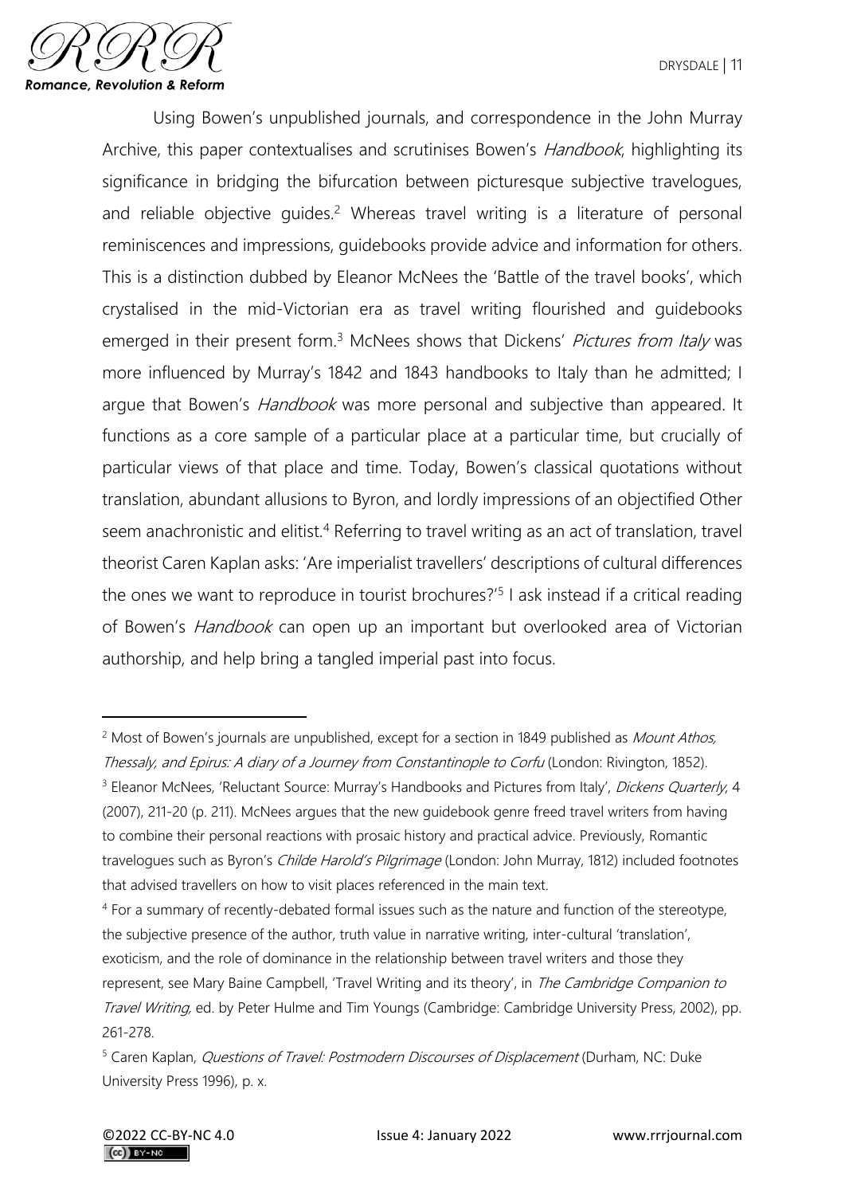Using Bowen's unpublished journals, and correspondence in the John Murray Archive, this paper contextualises and scrutinises Bowen's *Handbook*, highlighting its significance in bridging the bifurcation between picturesque subjective travelogues, and reliable objective guides.[2] Whereas travel writing is a literature of personal reminiscences and impressions, guidebooks provide advice and information for others. This is a distinction dubbed by Eleanor McNees the 'Battle of the travel books', which crystalised in the mid-Victorian era as travel writing flourished and guidebooks emerged in their present form.[3] McNees shows that Dickens' *Pictures from Italy* was more influenced by Murray's 1842 and 1843 handbooks to Italy than he admitted; I argue that Bowen's *Handbook* was more personal and subjective than appeared. It functions as a core sample of a particular place at a particular time, but crucially of particular views of that place and time. Today, Bowen's classical quotations without translation, abundant allusions to Byron, and lordly impressions of an objectified Other seem anachronistic and elitist.[4] Referring to travel writing as an act of translation, travel theorist Caren Kaplan asks: 'Are imperialist travellers' descriptions of cultural differences the ones we want to reproduce in tourist brochures?'[5] I ask instead if a critical reading of Bowen's *Handbook* can open up an important but overlooked area of Victorian authorship, and help bring a tangled imperial past into focus.

---

[2] Most of Bowen's journals are unpublished, except for a section in 1849 published as *Mount Athos, Thessaly, and Epirus: A diary of a Journey from Constantinople to Corfu* (London: Rivington, 1852).

[3] Eleanor McNees, 'Reluctant Source: Murray's Handbooks and Pictures from Italy', *Dickens Quarterly*, 4 (2007), 211-20 (p. 211). McNees argues that the new guidebook genre freed travel writers from having to combine their personal reactions with prosaic history and practical advice. Previously, Romantic travelogues such as Byron's *Childe Harold's Pilgrimage* (London: John Murray, 1812) included footnotes that advised travellers on how to visit places referenced in the main text.

[4] For a summary of recently-debated formal issues such as the nature and function of the stereotype, the subjective presence of the author, truth value in narrative writing, inter-cultural 'translation', exoticism, and the role of dominance in the relationship between travel writers and those they represent, see Mary Baine Campbell, 'Travel Writing and its theory', in *The Cambridge Companion to Travel Writing*, ed. by Peter Hulme and Tim Youngs (Cambridge: Cambridge University Press, 2002), pp. 261-278.

[5] Caren Kaplan, *Questions of Travel: Postmodern Discourses of Displacement* (Durham, NC: Duke University Press 1996), p. x.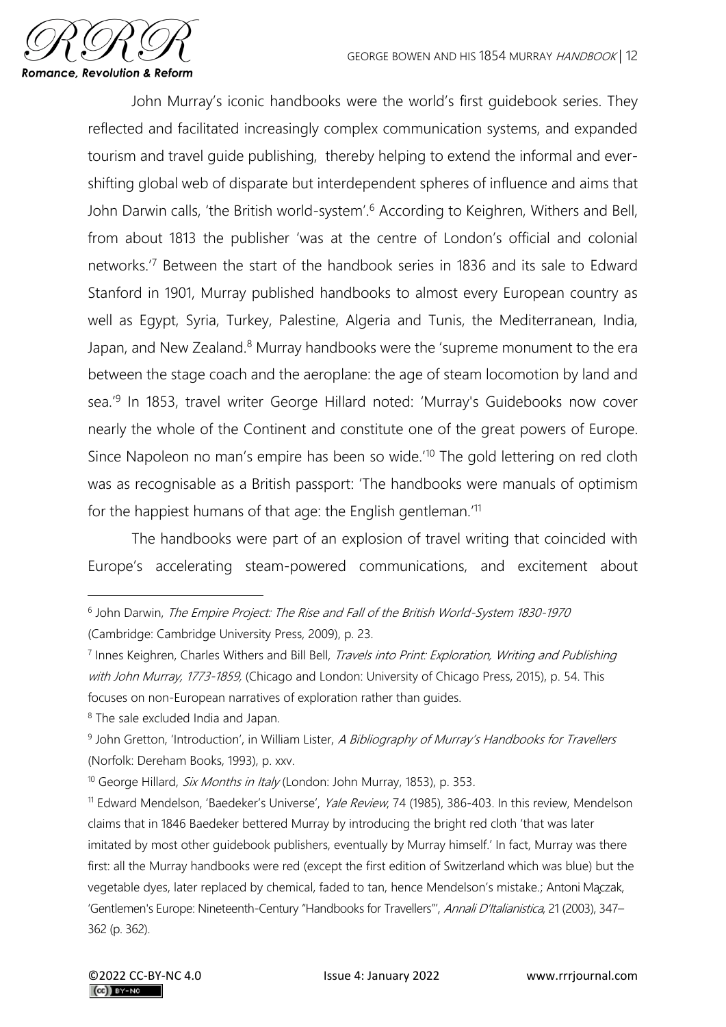John Murray's iconic handbooks were the world's first guidebook series. They reflected and facilitated increasingly complex communication systems, and expanded tourism and travel guide publishing, thereby helping to extend the informal and ever-shifting global web of disparate but interdependent spheres of influence and aims that John Darwin calls, 'the British world-system'.[6] According to Keighren, Withers and Bell, from about 1813 the publisher 'was at the centre of London's official and colonial networks.'[7] Between the start of the handbook series in 1836 and its sale to Edward Stanford in 1901, Murray published handbooks to almost every European country as well as Egypt, Syria, Turkey, Palestine, Algeria and Tunis, the Mediterranean, India, Japan, and New Zealand.[8] Murray handbooks were the 'supreme monument to the era between the stage coach and the aeroplane: the age of steam locomotion by land and sea.'[9] In 1853, travel writer George Hillard noted: 'Murray's Guidebooks now cover nearly the whole of the Continent and constitute one of the great powers of Europe. Since Napoleon no man's empire has been so wide.'[10] The gold lettering on red cloth was as recognisable as a British passport: 'The handbooks were manuals of optimism for the happiest humans of that age: the English gentleman.'[11]

The handbooks were part of an explosion of travel writing that coincided with Europe's accelerating steam-powered communications, and excitement about

---

[6] John Darwin, *The Empire Project: The Rise and Fall of the British World-System 1830-1970* (Cambridge: Cambridge University Press, 2009), p. 23.

[7] Innes Keighren, Charles Withers and Bill Bell, *Travels into Print: Exploration, Writing and Publishing with John Murray, 1773-1859*, (Chicago and London: University of Chicago Press, 2015), p. 54. This focuses on non-European narratives of exploration rather than guides.

[8] The sale excluded India and Japan.

[9] John Gretton, 'Introduction', in William Lister, *A Bibliography of Murray's Handbooks for Travellers* (Norfolk: Dereham Books, 1993), p. xxv.

[10] George Hillard, *Six Months in Italy* (London: John Murray, 1853), p. 353.

[11] Edward Mendelson, 'Baedeker's Universe', *Yale Review*, 74 (1985), 386-403. In this review, Mendelson claims that in 1846 Baedeker bettered Murray by introducing the bright red cloth 'that was later imitated by most other guidebook publishers, eventually by Murray himself.' In fact, Murray was there first: all the Murray handbooks were red (except the first edition of Switzerland which was blue) but the vegetable dyes, later replaced by chemical, faded to tan, hence Mendelson's mistake.; Antoni Mączak, 'Gentlemen's Europe: Nineteenth-Century "Handbooks for Travellers"', *Annali D'Italianistica*, 21 (2003), 347–362 (p. 362).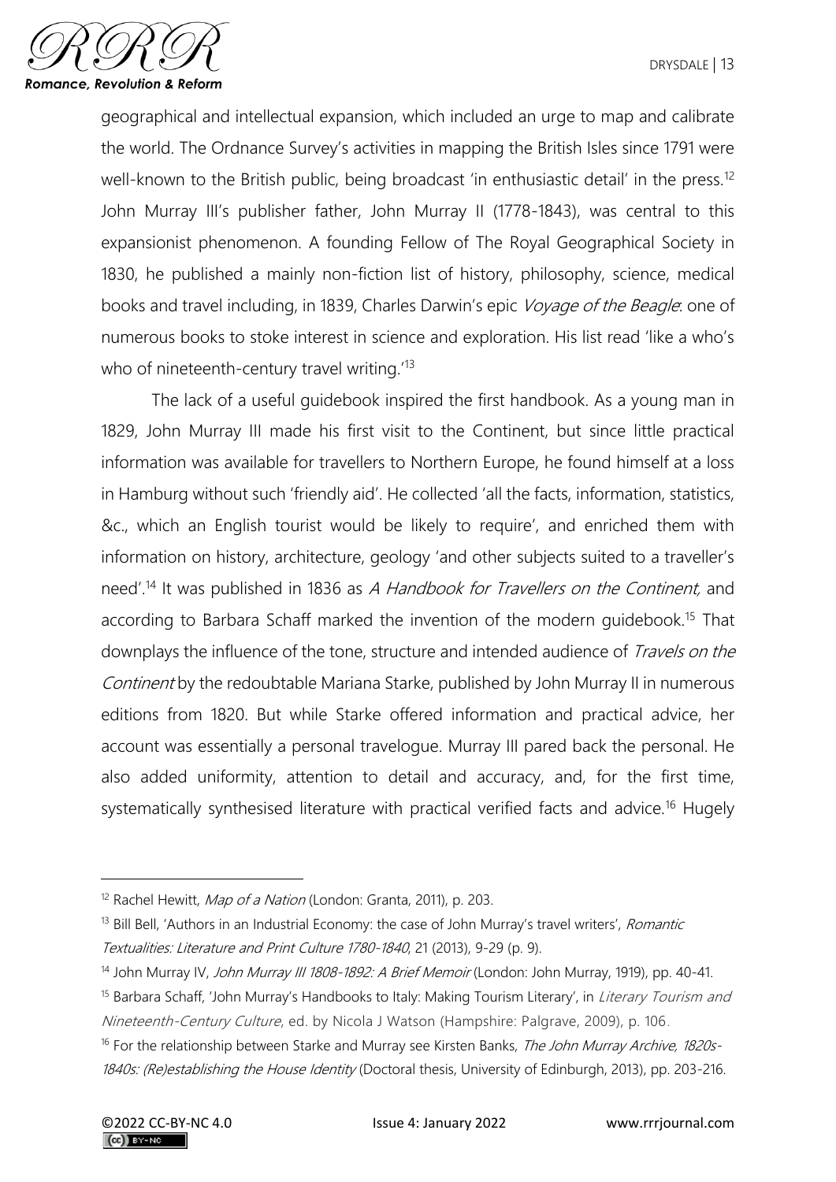geographical and intellectual expansion, which included an urge to map and calibrate the world. The Ordnance Survey's activities in mapping the British Isles since 1791 were well-known to the British public, being broadcast 'in enthusiastic detail' in the press.[12] John Murray III's publisher father, John Murray II (1778-1843), was central to this expansionist phenomenon. A founding Fellow of The Royal Geographical Society in 1830, he published a mainly non-fiction list of history, philosophy, science, medical books and travel including, in 1839, Charles Darwin's epic *Voyage of the Beagle*: one of numerous books to stoke interest in science and exploration. His list read 'like a who's who of nineteenth-century travel writing.'[13]

The lack of a useful guidebook inspired the first handbook. As a young man in 1829, John Murray III made his first visit to the Continent, but since little practical information was available for travellers to Northern Europe, he found himself at a loss in Hamburg without such 'friendly aid'. He collected 'all the facts, information, statistics, &c., which an English tourist would be likely to require', and enriched them with information on history, architecture, geology 'and other subjects suited to a traveller's need'.[14] It was published in 1836 as *A Handbook for Travellers on the Continent,* and according to Barbara Schaff marked the invention of the modern guidebook.[15] That downplays the influence of the tone, structure and intended audience of *Travels on the Continent* by the redoubtable Mariana Starke, published by John Murray II in numerous editions from 1820. But while Starke offered information and practical advice, her account was essentially a personal travelogue. Murray III pared back the personal. He also added uniformity, attention to detail and accuracy, and, for the first time, systematically synthesised literature with practical verified facts and advice.[16] Hugely

---

[12] Rachel Hewitt, *Map of a Nation* (London: Granta, 2011), p. 203.

[13] Bill Bell, 'Authors in an Industrial Economy: the case of John Murray's travel writers', *Romantic Textualities: Literature and Print Culture 1780-1840*, 21 (2013), 9-29 (p. 9).

[14] John Murray IV, *John Murray III 1808-1892: A Brief Memoir* (London: John Murray, 1919), pp. 40-41.

[15] Barbara Schaff, 'John Murray's Handbooks to Italy: Making Tourism Literary', in *Literary Tourism and Nineteenth-Century Culture*, ed. by Nicola J Watson (Hampshire: Palgrave, 2009), p. 106.

[16] For the relationship between Starke and Murray see Kirsten Banks, *The John Murray Archive, 1820s-1840s: (Re)establishing the House Identity* (Doctoral thesis, University of Edinburgh, 2013), pp. 203-216.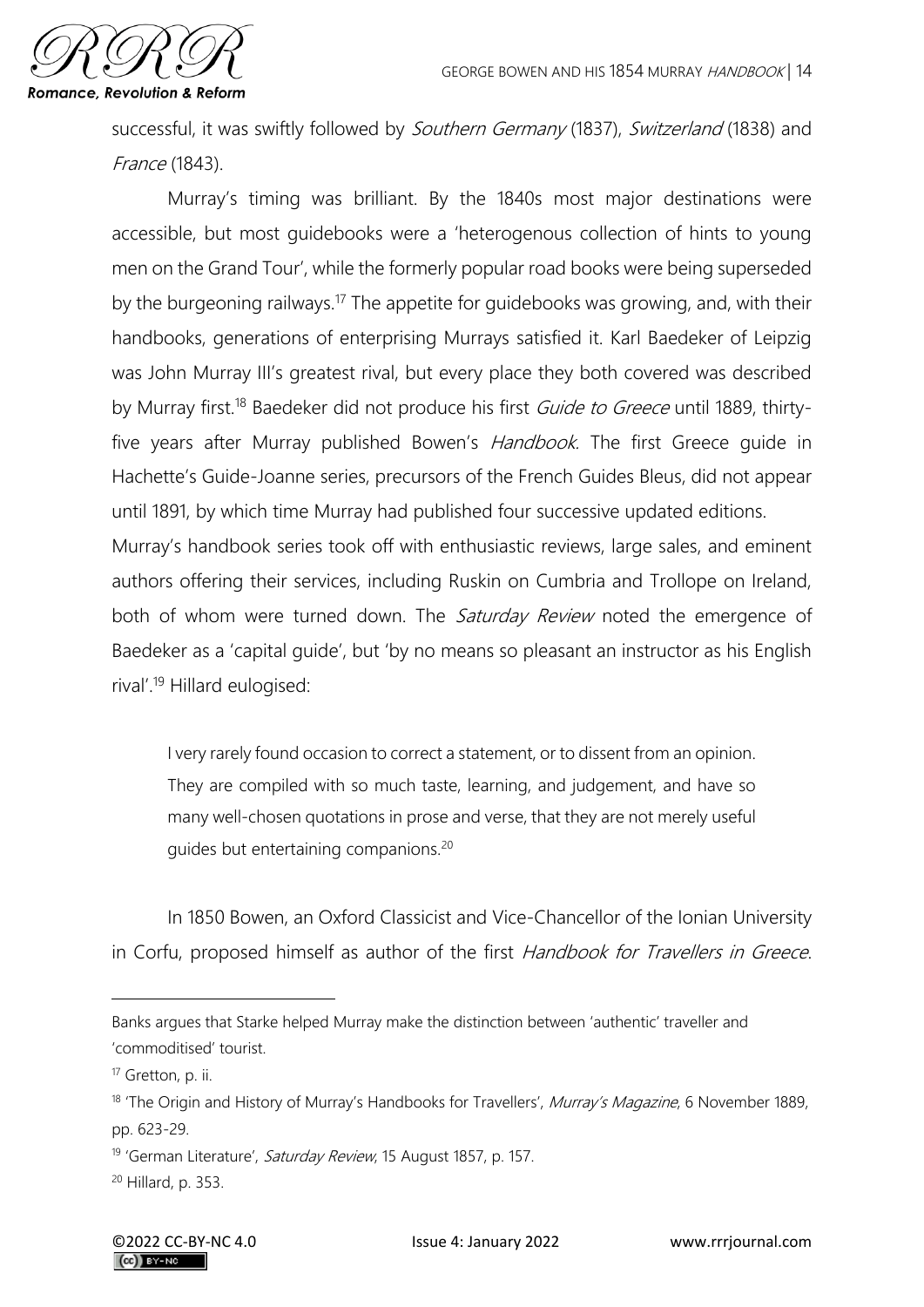successful, it was swiftly followed by *Southern Germany* (1837), *Switzerland* (1838) and *France* (1843).

Murray's timing was brilliant. By the 1840s most major destinations were accessible, but most guidebooks were a 'heterogenous collection of hints to young men on the Grand Tour', while the formerly popular road books were being superseded by the burgeoning railways.[17] The appetite for guidebooks was growing, and, with their handbooks, generations of enterprising Murrays satisfied it. Karl Baedeker of Leipzig was John Murray III's greatest rival, but every place they both covered was described by Murray first.[18] Baedeker did not produce his first *Guide to Greece* until 1889, thirty-five years after Murray published Bowen's *Handbook.* The first Greece guide in Hachette's Guide-Joanne series, precursors of the French Guides Bleus, did not appear until 1891, by which time Murray had published four successive updated editions.

Murray's handbook series took off with enthusiastic reviews, large sales, and eminent authors offering their services, including Ruskin on Cumbria and Trollope on Ireland, both of whom were turned down. The *Saturday Review* noted the emergence of Baedeker as a 'capital guide', but 'by no means so pleasant an instructor as his English rival'.[19] Hillard eulogised:

> I very rarely found occasion to correct a statement, or to dissent from an opinion. They are compiled with so much taste, learning, and judgement, and have so many well-chosen quotations in prose and verse, that they are not merely useful guides but entertaining companions.[20]

In 1850 Bowen, an Oxford Classicist and Vice-Chancellor of the Ionian University in Corfu, proposed himself as author of the first *Handbook for Travellers in Greece*.

---

Banks argues that Starke helped Murray make the distinction between 'authentic' traveller and 'commoditised' tourist.

[17] Gretton, p. ii.

[18] 'The Origin and History of Murray's Handbooks for Travellers', *Murray's Magazine*, 6 November 1889, pp. 623-29.

[19] 'German Literature', *Saturday Review*, 15 August 1857, p. 157.

[20] Hillard, p. 353.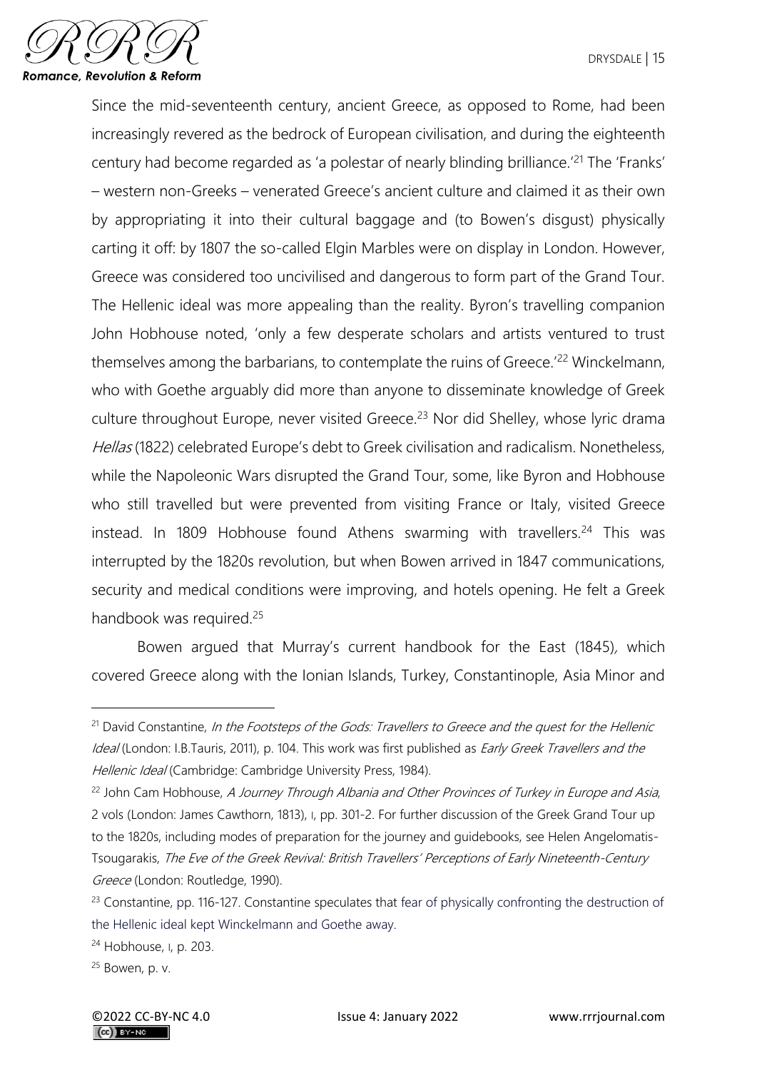Since the mid-seventeenth century, ancient Greece, as opposed to Rome, had been increasingly revered as the bedrock of European civilisation, and during the eighteenth century had become regarded as 'a polestar of nearly blinding brilliance.'[21] The 'Franks' – western non-Greeks – venerated Greece's ancient culture and claimed it as their own by appropriating it into their cultural baggage and (to Bowen's disgust) physically carting it off: by 1807 the so-called Elgin Marbles were on display in London. However, Greece was considered too uncivilised and dangerous to form part of the Grand Tour. The Hellenic ideal was more appealing than the reality. Byron's travelling companion John Hobhouse noted, 'only a few desperate scholars and artists ventured to trust themselves among the barbarians, to contemplate the ruins of Greece.'[22] Winckelmann, who with Goethe arguably did more than anyone to disseminate knowledge of Greek culture throughout Europe, never visited Greece.[23] Nor did Shelley, whose lyric drama *Hellas* (1822) celebrated Europe's debt to Greek civilisation and radicalism. Nonetheless, while the Napoleonic Wars disrupted the Grand Tour, some, like Byron and Hobhouse who still travelled but were prevented from visiting France or Italy, visited Greece instead. In 1809 Hobhouse found Athens swarming with travellers.[24] This was interrupted by the 1820s revolution, but when Bowen arrived in 1847 communications, security and medical conditions were improving, and hotels opening. He felt a Greek handbook was required.[25]

Bowen argued that Murray's current handbook for the East (1845), which covered Greece along with the Ionian Islands, Turkey, Constantinople, Asia Minor and

---

[21] David Constantine, *In the Footsteps of the Gods: Travellers to Greece and the quest for the Hellenic Ideal* (London: I.B.Tauris, 2011), p. 104. This work was first published as *Early Greek Travellers and the Hellenic Ideal* (Cambridge: Cambridge University Press, 1984).

[22] John Cam Hobhouse, *A Journey Through Albania and Other Provinces of Turkey in Europe and Asia*, 2 vols (London: James Cawthorn, 1813), I, pp. 301-2. For further discussion of the Greek Grand Tour up to the 1820s, including modes of preparation for the journey and guidebooks, see Helen Angelomatis-Tsougarakis, *The Eve of the Greek Revival: British Travellers' Perceptions of Early Nineteenth-Century Greece* (London: Routledge, 1990).

[23] Constantine, pp. 116-127. Constantine speculates that fear of physically confronting the destruction of the Hellenic ideal kept Winckelmann and Goethe away.

[24] Hobhouse, I, p. 203.

[25] Bowen, p. v.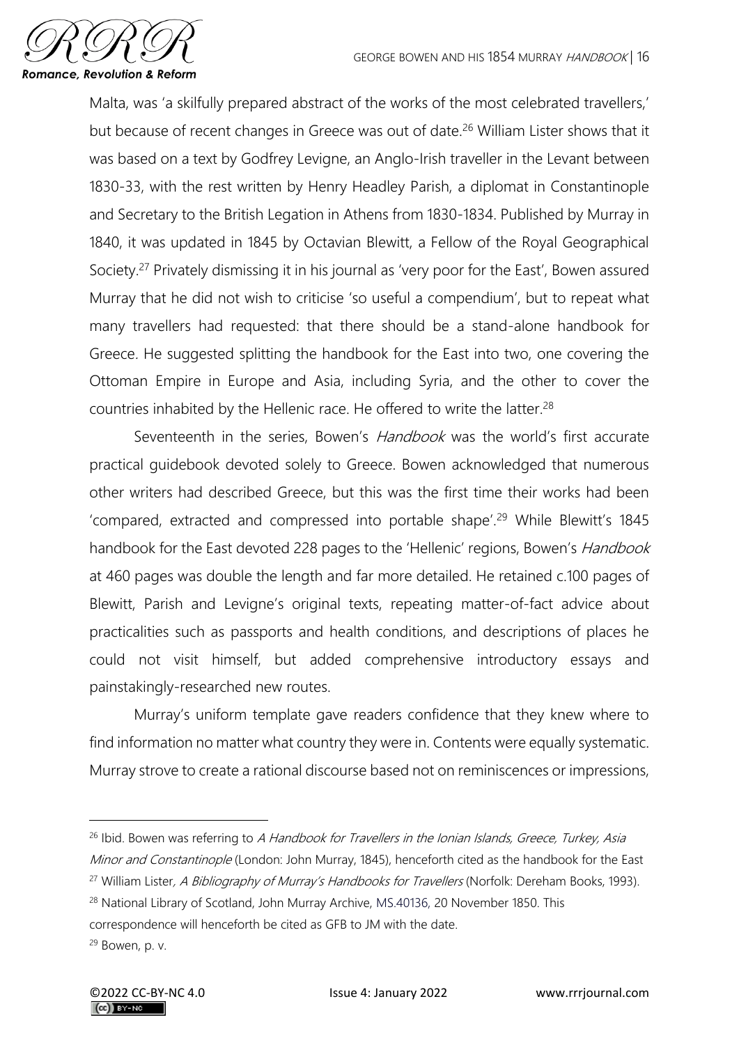Malta, was 'a skilfully prepared abstract of the works of the most celebrated travellers,' but because of recent changes in Greece was out of date.[26] William Lister shows that it was based on a text by Godfrey Levigne, an Anglo-Irish traveller in the Levant between 1830-33, with the rest written by Henry Headley Parish, a diplomat in Constantinople and Secretary to the British Legation in Athens from 1830-1834. Published by Murray in 1840, it was updated in 1845 by Octavian Blewitt, a Fellow of the Royal Geographical Society.[27] Privately dismissing it in his journal as 'very poor for the East', Bowen assured Murray that he did not wish to criticise 'so useful a compendium', but to repeat what many travellers had requested: that there should be a stand-alone handbook for Greece. He suggested splitting the handbook for the East into two, one covering the Ottoman Empire in Europe and Asia, including Syria, and the other to cover the countries inhabited by the Hellenic race. He offered to write the latter.[28]

Seventeenth in the series, Bowen's *Handbook* was the world's first accurate practical guidebook devoted solely to Greece. Bowen acknowledged that numerous other writers had described Greece, but this was the first time their works had been 'compared, extracted and compressed into portable shape'.[29] While Blewitt's 1845 handbook for the East devoted 228 pages to the 'Hellenic' regions, Bowen's *Handbook* at 460 pages was double the length and far more detailed. He retained c.100 pages of Blewitt, Parish and Levigne's original texts, repeating matter-of-fact advice about practicalities such as passports and health conditions, and descriptions of places he could not visit himself, but added comprehensive introductory essays and painstakingly-researched new routes.

Murray's uniform template gave readers confidence that they knew where to find information no matter what country they were in. Contents were equally systematic. Murray strove to create a rational discourse based not on reminiscences or impressions,

---

[26] Ibid. Bowen was referring to *A Handbook for Travellers in the Ionian Islands, Greece, Turkey, Asia Minor and Constantinople* (London: John Murray, 1845), henceforth cited as the handbook for the East

[27] William Lister*, A Bibliography of Murray's Handbooks for Travellers* (Norfolk: Dereham Books, 1993).

[28] National Library of Scotland, John Murray Archive, MS.40136, 20 November 1850. This correspondence will henceforth be cited as GFB to JM with the date.

[29] Bowen, p. v.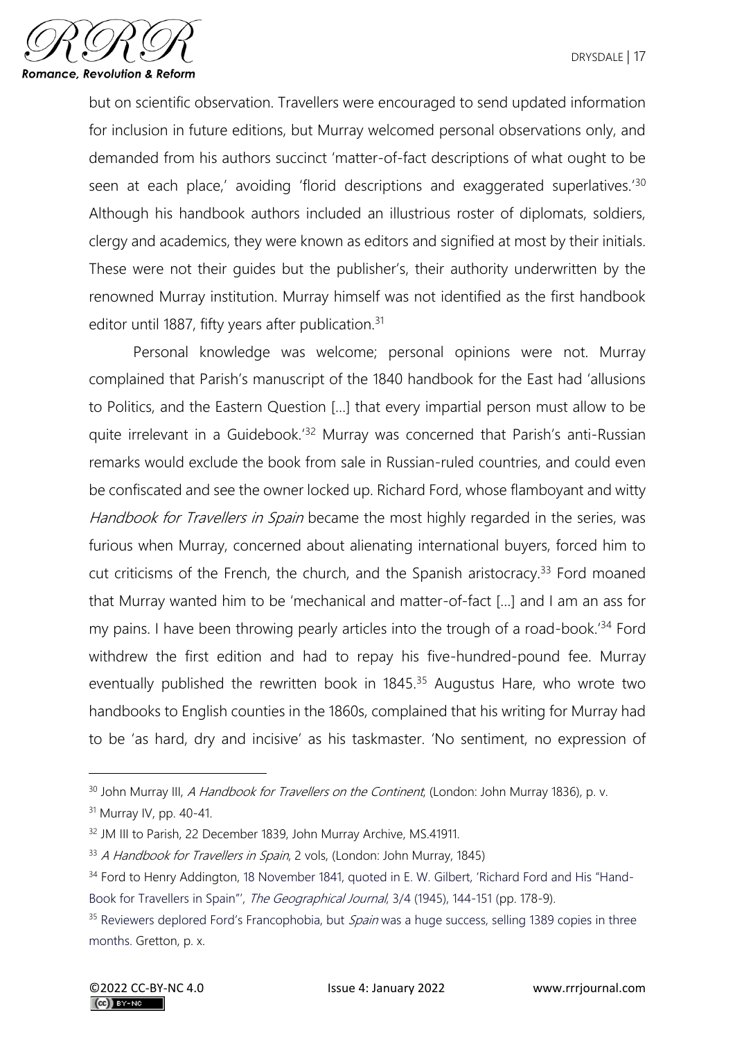but on scientific observation. Travellers were encouraged to send updated information for inclusion in future editions, but Murray welcomed personal observations only, and demanded from his authors succinct 'matter-of-fact descriptions of what ought to be seen at each place,' avoiding 'florid descriptions and exaggerated superlatives.'[30] Although his handbook authors included an illustrious roster of diplomats, soldiers, clergy and academics, they were known as editors and signified at most by their initials. These were not their guides but the publisher's, their authority underwritten by the renowned Murray institution. Murray himself was not identified as the first handbook editor until 1887, fifty years after publication.[31]

Personal knowledge was welcome; personal opinions were not. Murray complained that Parish's manuscript of the 1840 handbook for the East had 'allusions to Politics, and the Eastern Question [...] that every impartial person must allow to be quite irrelevant in a Guidebook.'[32] Murray was concerned that Parish's anti-Russian remarks would exclude the book from sale in Russian-ruled countries, and could even be confiscated and see the owner locked up. Richard Ford, whose flamboyant and witty *Handbook for Travellers in Spain* became the most highly regarded in the series, was furious when Murray, concerned about alienating international buyers, forced him to cut criticisms of the French, the church, and the Spanish aristocracy.[33] Ford moaned that Murray wanted him to be 'mechanical and matter-of-fact [...] and I am an ass for my pains. I have been throwing pearly articles into the trough of a road-book.'[34] Ford withdrew the first edition and had to repay his five-hundred-pound fee. Murray eventually published the rewritten book in 1845.[35] Augustus Hare, who wrote two handbooks to English counties in the 1860s, complained that his writing for Murray had to be 'as hard, dry and incisive' as his taskmaster. 'No sentiment, no expression of

---

[30] John Murray III, *A Handbook for Travellers on the Continent*, (London: John Murray 1836), p. v.

[31] Murray IV, pp. 40-41.

[32] JM III to Parish, 22 December 1839, John Murray Archive, MS.41911.

[33] *A Handbook for Travellers in Spain*, 2 vols, (London: John Murray, 1845)

[34] Ford to Henry Addington, 18 November 1841, quoted in E. W. Gilbert, 'Richard Ford and His "Hand-Book for Travellers in Spain"', *The Geographical Journal*, 3/4 (1945), 144-151 (pp. 178-9).

[35] Reviewers deplored Ford's Francophobia, but *Spain* was a huge success, selling 1389 copies in three months. Gretton, p. x.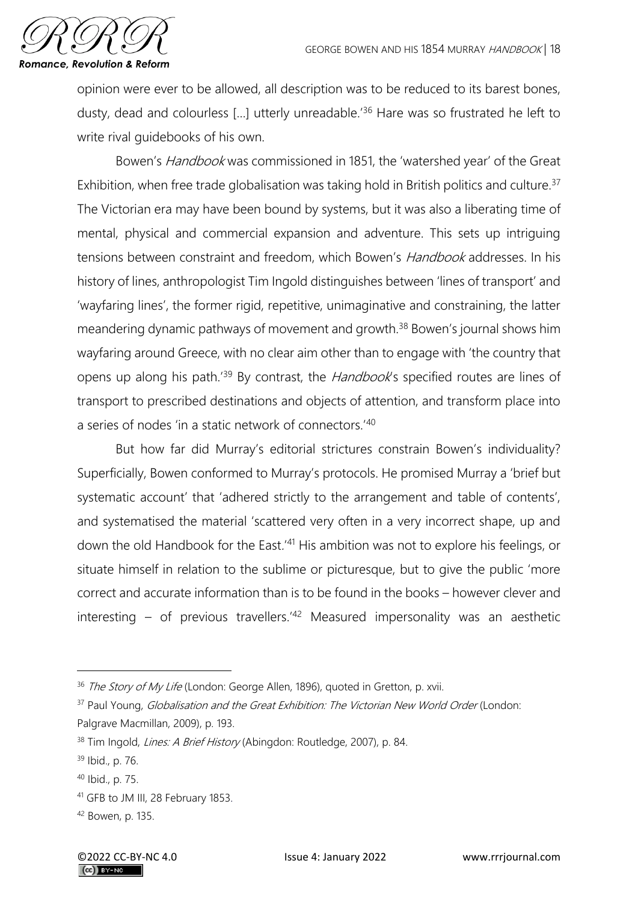opinion were ever to be allowed, all description was to be reduced to its barest bones, dusty, dead and colourless […] utterly unreadable.'[36] Hare was so frustrated he left to write rival guidebooks of his own.

Bowen's *Handbook* was commissioned in 1851, the 'watershed year' of the Great Exhibition, when free trade globalisation was taking hold in British politics and culture.[37] The Victorian era may have been bound by systems, but it was also a liberating time of mental, physical and commercial expansion and adventure. This sets up intriguing tensions between constraint and freedom, which Bowen's *Handbook* addresses. In his history of lines, anthropologist Tim Ingold distinguishes between 'lines of transport' and 'wayfaring lines', the former rigid, repetitive, unimaginative and constraining, the latter meandering dynamic pathways of movement and growth.[38] Bowen's journal shows him wayfaring around Greece, with no clear aim other than to engage with 'the country that opens up along his path.'[39] By contrast, the *Handbook*'s specified routes are lines of transport to prescribed destinations and objects of attention, and transform place into a series of nodes 'in a static network of connectors.'[40]

But how far did Murray's editorial strictures constrain Bowen's individuality? Superficially, Bowen conformed to Murray's protocols. He promised Murray a 'brief but systematic account' that 'adhered strictly to the arrangement and table of contents', and systematised the material 'scattered very often in a very incorrect shape, up and down the old Handbook for the East.'[41] His ambition was not to explore his feelings, or situate himself in relation to the sublime or picturesque, but to give the public 'more correct and accurate information than is to be found in the books – however clever and interesting – of previous travellers.'[42] Measured impersonality was an aesthetic

---

[36] *The Story of My Life* (London: George Allen, 1896), quoted in Gretton, p. xvii.

[37] Paul Young, *Globalisation and the Great Exhibition: The Victorian New World Order* (London: Palgrave Macmillan, 2009), p. 193.

[38] Tim Ingold, *Lines: A Brief History* (Abingdon: Routledge, 2007), p. 84.

[39] Ibid., p. 76.

[40] Ibid., p. 75.

[41] GFB to JM III, 28 February 1853.

[42] Bowen, p. 135.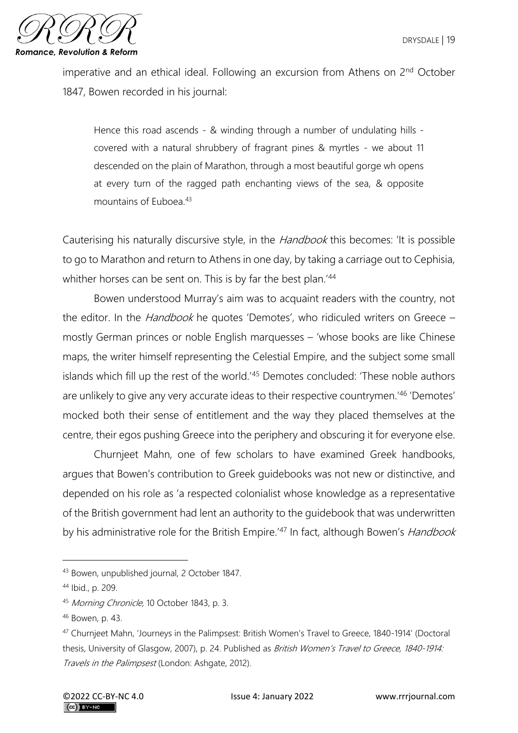imperative and an ethical ideal. Following an excursion from Athens on 2nd October 1847, Bowen recorded in his journal:

> Hence this road ascends - & winding through a number of undulating hills - covered with a natural shrubbery of fragrant pines & myrtles - we about 11 descended on the plain of Marathon, through a most beautiful gorge wh opens at every turn of the ragged path enchanting views of the sea, & opposite mountains of Euboea.[43]

Cauterising his naturally discursive style, in the *Handbook* this becomes: 'It is possible to go to Marathon and return to Athens in one day, by taking a carriage out to Cephisia, whither horses can be sent on. This is by far the best plan.'[44]

Bowen understood Murray's aim was to acquaint readers with the country, not the editor. In the *Handbook* he quotes 'Demotes', who ridiculed writers on Greece – mostly German princes or noble English marquesses – 'whose books are like Chinese maps, the writer himself representing the Celestial Empire, and the subject some small islands which fill up the rest of the world.'[45] Demotes concluded: 'These noble authors are unlikely to give any very accurate ideas to their respective countrymen.'[46] 'Demotes' mocked both their sense of entitlement and the way they placed themselves at the centre, their egos pushing Greece into the periphery and obscuring it for everyone else.

Churnjeet Mahn, one of few scholars to have examined Greek handbooks, argues that Bowen's contribution to Greek guidebooks was not new or distinctive, and depended on his role as 'a respected colonialist whose knowledge as a representative of the British government had lent an authority to the guidebook that was underwritten by his administrative role for the British Empire.'[47] In fact, although Bowen's *Handbook*

---

[43] Bowen, unpublished journal, 2 October 1847.

[44] Ibid., p. 209.

[45] *Morning Chronicle,* 10 October 1843, p. 3.

[46] Bowen, p. 43.

[47] Churnjeet Mahn, 'Journeys in the Palimpsest: British Women's Travel to Greece, 1840-1914' (Doctoral thesis, University of Glasgow, 2007), p. 24. Published as *British Women's Travel to Greece, 1840-1914: Travels in the Palimpsest* (London: Ashgate, 2012).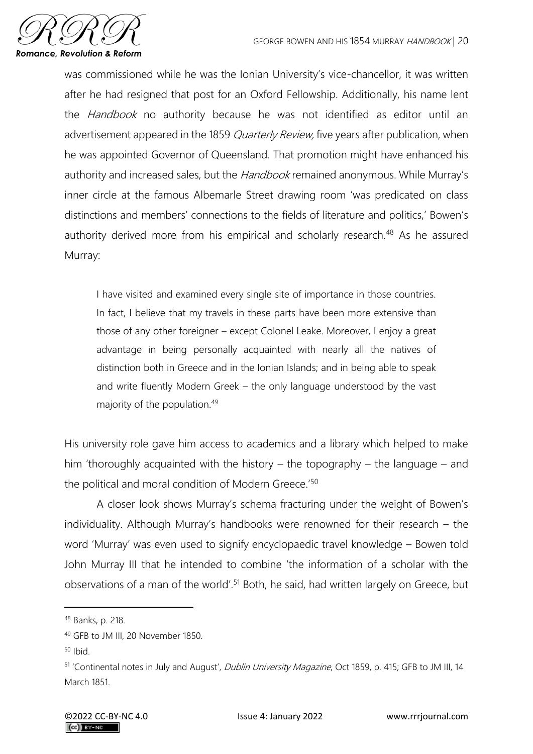was commissioned while he was the Ionian University's vice-chancellor, it was written after he had resigned that post for an Oxford Fellowship. Additionally, his name lent the *Handbook* no authority because he was not identified as editor until an advertisement appeared in the 1859 *Quarterly Review,* five years after publication, when he was appointed Governor of Queensland. That promotion might have enhanced his authority and increased sales, but the *Handbook* remained anonymous. While Murray's inner circle at the famous Albemarle Street drawing room 'was predicated on class distinctions and members' connections to the fields of literature and politics,' Bowen's authority derived more from his empirical and scholarly research.[48] As he assured Murray:

> I have visited and examined every single site of importance in those countries. In fact, I believe that my travels in these parts have been more extensive than those of any other foreigner – except Colonel Leake. Moreover, I enjoy a great advantage in being personally acquainted with nearly all the natives of distinction both in Greece and in the Ionian Islands; and in being able to speak and write fluently Modern Greek – the only language understood by the vast majority of the population.[49]

His university role gave him access to academics and a library which helped to make him 'thoroughly acquainted with the history – the topography – the language – and the political and moral condition of Modern Greece.'[50]

A closer look shows Murray's schema fracturing under the weight of Bowen's individuality. Although Murray's handbooks were renowned for their research – the word 'Murray' was even used to signify encyclopaedic travel knowledge – Bowen told John Murray III that he intended to combine 'the information of a scholar with the observations of a man of the world'.[51] Both, he said, had written largely on Greece, but

---

[48] Banks, p. 218.

[49] GFB to JM III, 20 November 1850.

[50] Ibid.

[51] 'Continental notes in July and August', *Dublin University Magazine*, Oct 1859, p. 415; GFB to JM III, 14 March 1851.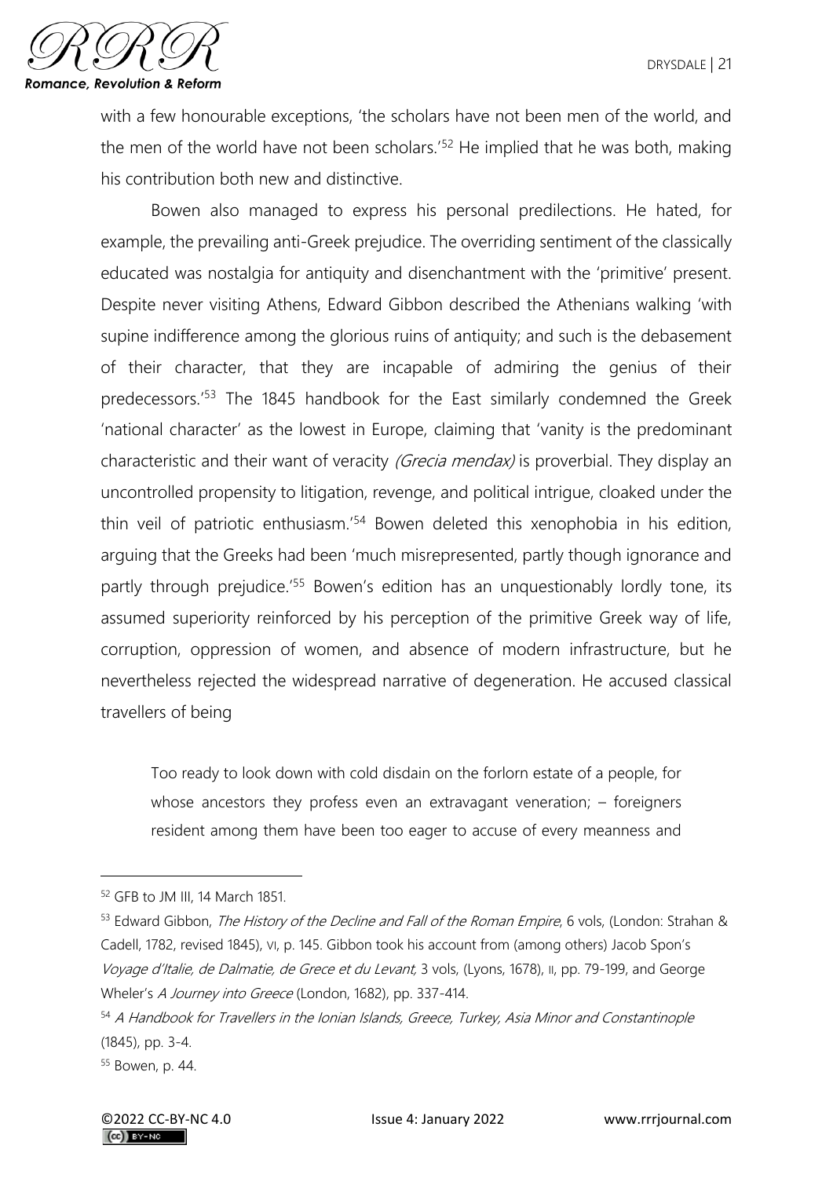with a few honourable exceptions, 'the scholars have not been men of the world, and the men of the world have not been scholars.'[52] He implied that he was both, making his contribution both new and distinctive.

Bowen also managed to express his personal predilections. He hated, for example, the prevailing anti-Greek prejudice. The overriding sentiment of the classically educated was nostalgia for antiquity and disenchantment with the 'primitive' present. Despite never visiting Athens, Edward Gibbon described the Athenians walking 'with supine indifference among the glorious ruins of antiquity; and such is the debasement of their character, that they are incapable of admiring the genius of their predecessors.'[53] The 1845 handbook for the East similarly condemned the Greek 'national character' as the lowest in Europe, claiming that 'vanity is the predominant characteristic and their want of veracity *(Grecia mendax)* is proverbial. They display an uncontrolled propensity to litigation, revenge, and political intrigue, cloaked under the thin veil of patriotic enthusiasm.'[54] Bowen deleted this xenophobia in his edition, arguing that the Greeks had been 'much misrepresented, partly though ignorance and partly through prejudice.'[55] Bowen's edition has an unquestionably lordly tone, its assumed superiority reinforced by his perception of the primitive Greek way of life, corruption, oppression of women, and absence of modern infrastructure, but he nevertheless rejected the widespread narrative of degeneration. He accused classical travellers of being

> Too ready to look down with cold disdain on the forlorn estate of a people, for whose ancestors they profess even an extravagant veneration; – foreigners resident among them have been too eager to accuse of every meanness and

---

[52] GFB to JM III, 14 March 1851.

[53] Edward Gibbon, *The History of the Decline and Fall of the Roman Empire*, 6 vols, (London: Strahan & Cadell, 1782, revised 1845), VI, p. 145. Gibbon took his account from (among others) Jacob Spon's *Voyage d'Italie, de Dalmatie, de Grece et du Levant,* 3 vols, (Lyons, 1678), II, pp. 79-199, and George Wheler's *A Journey into Greece* (London, 1682), pp. 337-414.

[54] *A Handbook for Travellers in the Ionian Islands, Greece, Turkey, Asia Minor and Constantinople* (1845), pp. 3-4.

[55] Bowen, p. 44.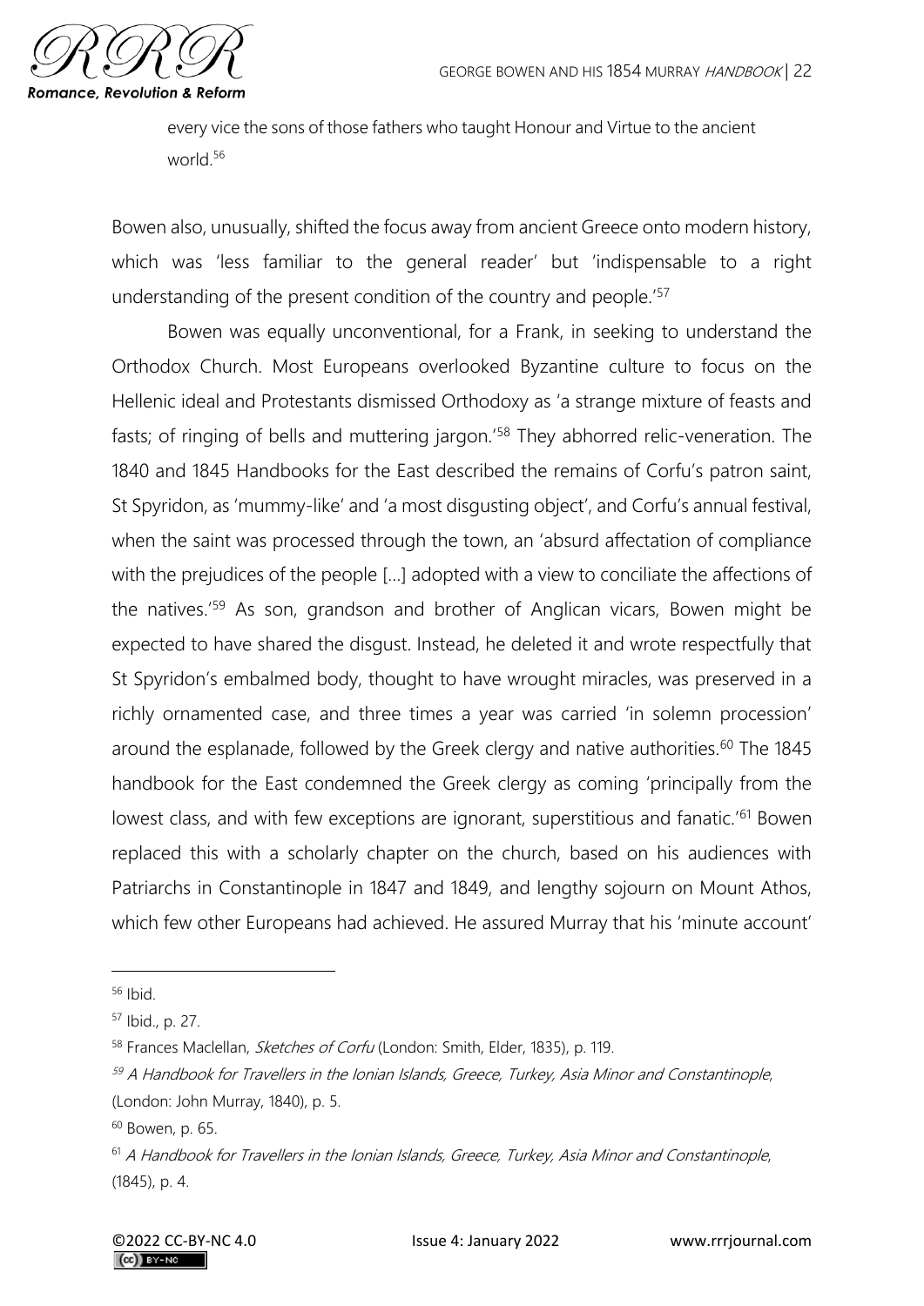every vice the sons of those fathers who taught Honour and Virtue to the ancient world.[56]

Bowen also, unusually, shifted the focus away from ancient Greece onto modern history, which was 'less familiar to the general reader' but 'indispensable to a right understanding of the present condition of the country and people.'[57]

Bowen was equally unconventional, for a Frank, in seeking to understand the Orthodox Church. Most Europeans overlooked Byzantine culture to focus on the Hellenic ideal and Protestants dismissed Orthodoxy as 'a strange mixture of feasts and fasts; of ringing of bells and muttering jargon.'[58] They abhorred relic-veneration. The 1840 and 1845 Handbooks for the East described the remains of Corfu's patron saint, St Spyridon, as 'mummy-like' and 'a most disgusting object', and Corfu's annual festival, when the saint was processed through the town, an 'absurd affectation of compliance with the prejudices of the people […] adopted with a view to conciliate the affections of the natives.'[59] As son, grandson and brother of Anglican vicars, Bowen might be expected to have shared the disgust. Instead, he deleted it and wrote respectfully that St Spyridon's embalmed body, thought to have wrought miracles, was preserved in a richly ornamented case, and three times a year was carried 'in solemn procession' around the esplanade, followed by the Greek clergy and native authorities.[60] The 1845 handbook for the East condemned the Greek clergy as coming 'principally from the lowest class, and with few exceptions are ignorant, superstitious and fanatic.'[61] Bowen replaced this with a scholarly chapter on the church, based on his audiences with Patriarchs in Constantinople in 1847 and 1849, and lengthy sojourn on Mount Athos, which few other Europeans had achieved. He assured Murray that his 'minute account'

---

[56] Ibid.

[57] Ibid., p. 27.

[58] Frances Maclellan, *Sketches of Corfu* (London: Smith, Elder, 1835), p. 119.

[59] *A Handbook for Travellers in the Ionian Islands, Greece, Turkey, Asia Minor and Constantinople*, (London: John Murray, 1840), p. 5.

[60] Bowen, p. 65.

[61] *A Handbook for Travellers in the Ionian Islands, Greece, Turkey, Asia Minor and Constantinople*, (1845), p. 4.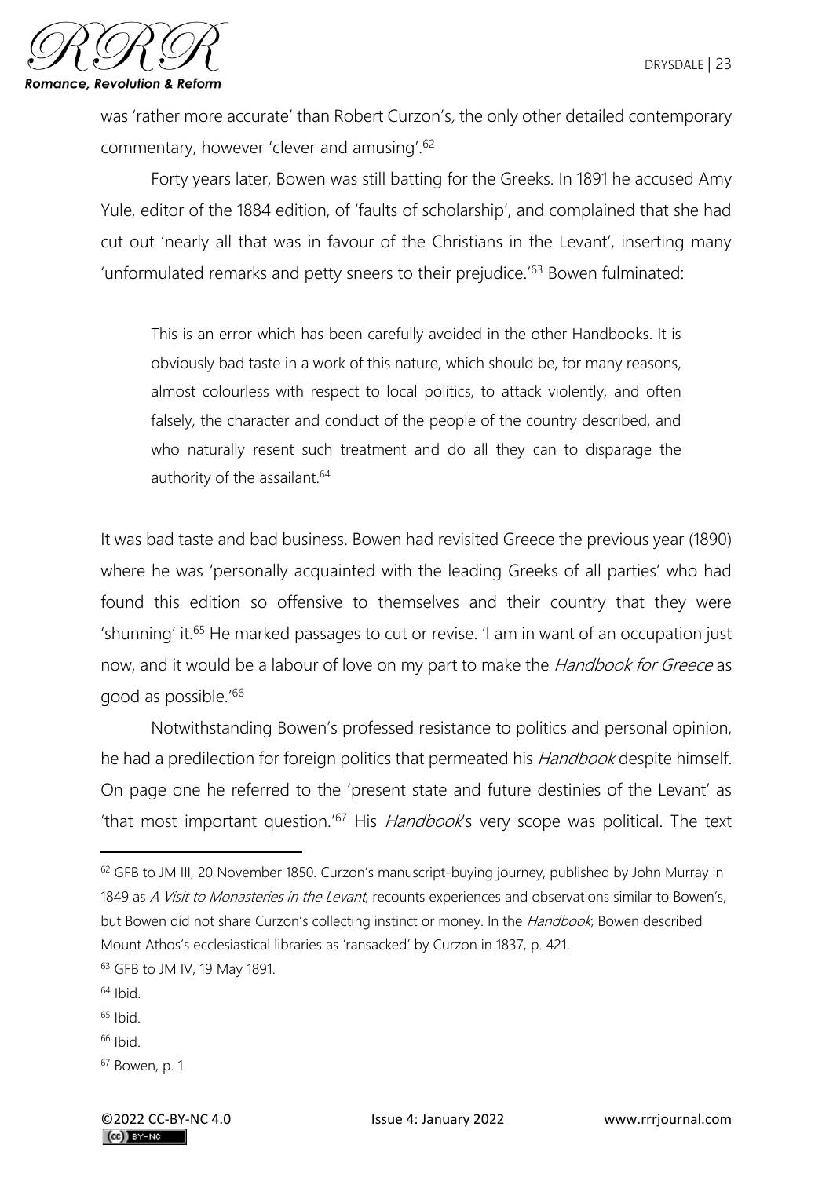was 'rather more accurate' than Robert Curzon's, the only other detailed contemporary commentary, however 'clever and amusing'.[62]

Forty years later, Bowen was still batting for the Greeks. In 1891 he accused Amy Yule, editor of the 1884 edition, of 'faults of scholarship', and complained that she had cut out 'nearly all that was in favour of the Christians in the Levant', inserting many 'unformulated remarks and petty sneers to their prejudice.'[63] Bowen fulminated:

> This is an error which has been carefully avoided in the other Handbooks. It is obviously bad taste in a work of this nature, which should be, for many reasons, almost colourless with respect to local politics, to attack violently, and often falsely, the character and conduct of the people of the country described, and who naturally resent such treatment and do all they can to disparage the authority of the assailant.[64]

It was bad taste and bad business. Bowen had revisited Greece the previous year (1890) where he was 'personally acquainted with the leading Greeks of all parties' who had found this edition so offensive to themselves and their country that they were 'shunning' it.[65] He marked passages to cut or revise. 'I am in want of an occupation just now, and it would be a labour of love on my part to make the *Handbook for Greece* as good as possible.'[66]

Notwithstanding Bowen's professed resistance to politics and personal opinion, he had a predilection for foreign politics that permeated his *Handbook* despite himself. On page one he referred to the 'present state and future destinies of the Levant' as 'that most important question.'[67] His *Handbook*'s very scope was political. The text

---

[62] GFB to JM III, 20 November 1850. Curzon's manuscript-buying journey, published by John Murray in 1849 as *A Visit to Monasteries in the Levant*, recounts experiences and observations similar to Bowen's, but Bowen did not share Curzon's collecting instinct or money. In the *Handbook*, Bowen described Mount Athos's ecclesiastical libraries as 'ransacked' by Curzon in 1837, p. 421.

[63] GFB to JM IV, 19 May 1891.

[64] Ibid.

[65] Ibid.

[66] Ibid.

[67] Bowen, p. 1.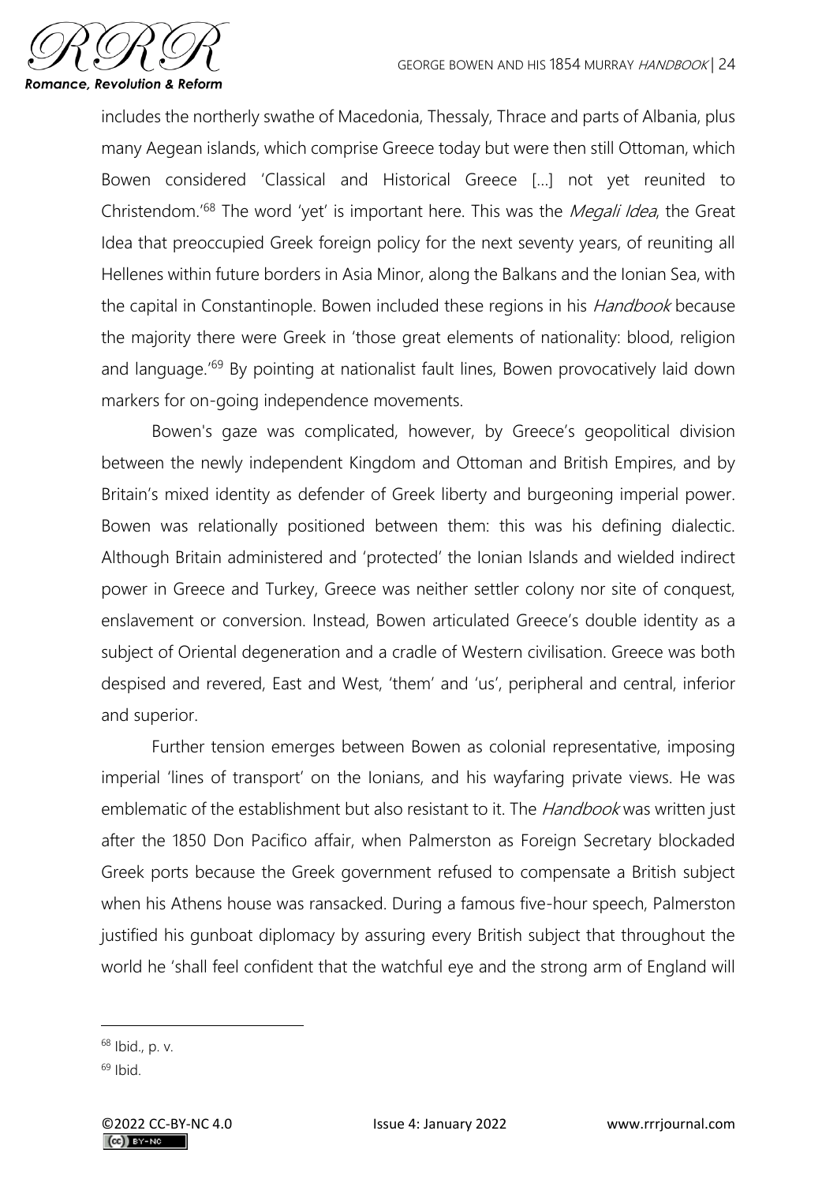includes the northerly swathe of Macedonia, Thessaly, Thrace and parts of Albania, plus many Aegean islands, which comprise Greece today but were then still Ottoman, which Bowen considered 'Classical and Historical Greece [...] not yet reunited to Christendom.'[68] The word 'yet' is important here. This was the *Megali Idea*, the Great Idea that preoccupied Greek foreign policy for the next seventy years, of reuniting all Hellenes within future borders in Asia Minor, along the Balkans and the Ionian Sea, with the capital in Constantinople. Bowen included these regions in his *Handbook* because the majority there were Greek in 'those great elements of nationality: blood, religion and language.'[69] By pointing at nationalist fault lines, Bowen provocatively laid down markers for on-going independence movements.

Bowen's gaze was complicated, however, by Greece's geopolitical division between the newly independent Kingdom and Ottoman and British Empires, and by Britain's mixed identity as defender of Greek liberty and burgeoning imperial power. Bowen was relationally positioned between them: this was his defining dialectic. Although Britain administered and 'protected' the Ionian Islands and wielded indirect power in Greece and Turkey, Greece was neither settler colony nor site of conquest, enslavement or conversion. Instead, Bowen articulated Greece's double identity as a subject of Oriental degeneration and a cradle of Western civilisation. Greece was both despised and revered, East and West, 'them' and 'us', peripheral and central, inferior and superior.

Further tension emerges between Bowen as colonial representative, imposing imperial 'lines of transport' on the Ionians, and his wayfaring private views. He was emblematic of the establishment but also resistant to it. The *Handbook* was written just after the 1850 Don Pacifico affair, when Palmerston as Foreign Secretary blockaded Greek ports because the Greek government refused to compensate a British subject when his Athens house was ransacked. During a famous five-hour speech, Palmerston justified his gunboat diplomacy by assuring every British subject that throughout the world he 'shall feel confident that the watchful eye and the strong arm of England will

---

[68] Ibid., p. v.

[69] Ibid.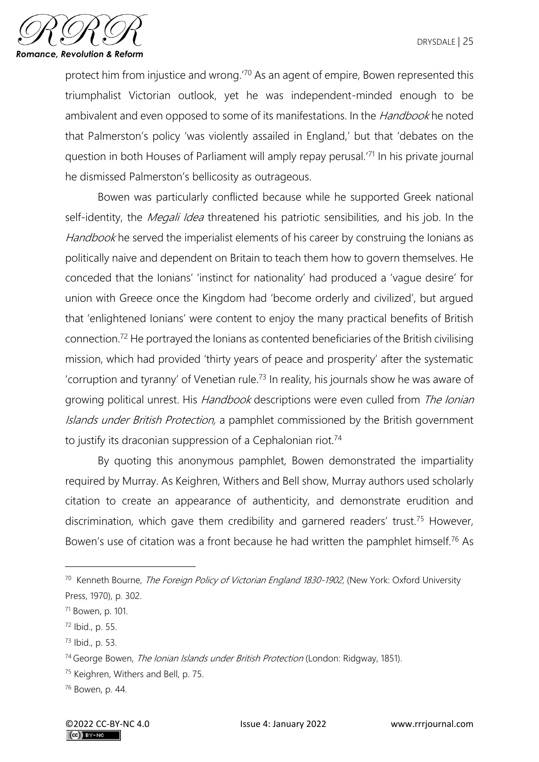protect him from injustice and wrong.'[70] As an agent of empire, Bowen represented this triumphalist Victorian outlook, yet he was independent-minded enough to be ambivalent and even opposed to some of its manifestations. In the *Handbook* he noted that Palmerston's policy 'was violently assailed in England,' but that 'debates on the question in both Houses of Parliament will amply repay perusal.'[71] In his private journal he dismissed Palmerston's bellicosity as outrageous.

Bowen was particularly conflicted because while he supported Greek national self-identity, the *Megali Idea* threatened his patriotic sensibilities, and his job. In the *Handbook* he served the imperialist elements of his career by construing the Ionians as politically naive and dependent on Britain to teach them how to govern themselves. He conceded that the Ionians' 'instinct for nationality' had produced a 'vague desire' for union with Greece once the Kingdom had 'become orderly and civilized', but argued that 'enlightened Ionians' were content to enjoy the many practical benefits of British connection.[72] He portrayed the Ionians as contented beneficiaries of the British civilising mission, which had provided 'thirty years of peace and prosperity' after the systematic 'corruption and tyranny' of Venetian rule.[73] In reality, his journals show he was aware of growing political unrest. His *Handbook* descriptions were even culled from *The Ionian Islands under British Protection,* a pamphlet commissioned by the British government to justify its draconian suppression of a Cephalonian riot.[74]

By quoting this anonymous pamphlet, Bowen demonstrated the impartiality required by Murray. As Keighren, Withers and Bell show, Murray authors used scholarly citation to create an appearance of authenticity, and demonstrate erudition and discrimination, which gave them credibility and garnered readers' trust.[75] However, Bowen's use of citation was a front because he had written the pamphlet himself.[76] As

---

[70] Kenneth Bourne, *The Foreign Policy of Victorian England 1830-1902*, (New York: Oxford University Press, 1970), p. 302.

[71] Bowen, p. 101.

[72] Ibid., p. 55.

[73] Ibid., p. 53.

[74] George Bowen, *The Ionian Islands under British Protection* (London: Ridgway, 1851).

[75] Keighren, Withers and Bell, p. 75.

[76] Bowen, p. 44.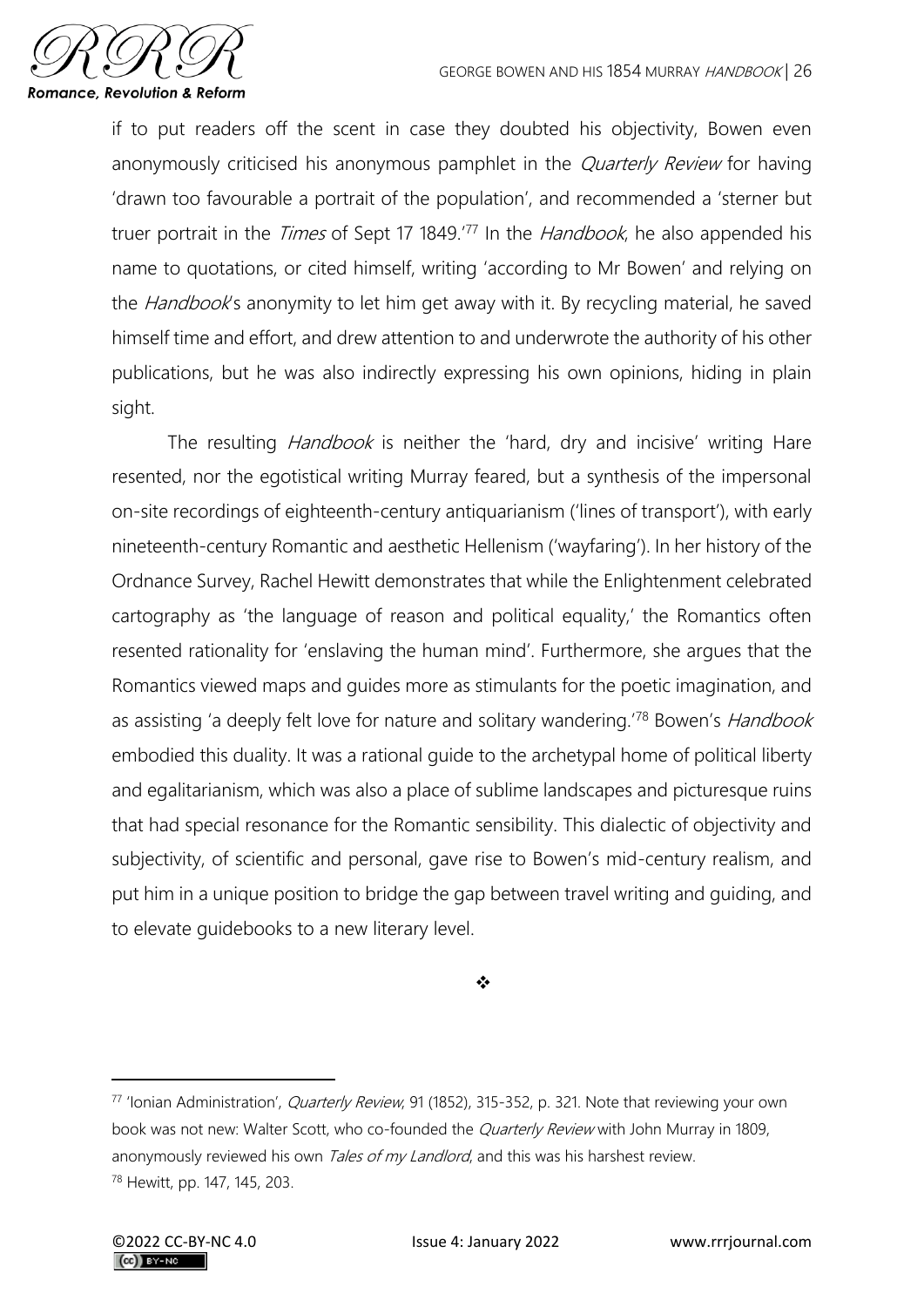if to put readers off the scent in case they doubted his objectivity, Bowen even anonymously criticised his anonymous pamphlet in the *Quarterly Review* for having 'drawn too favourable a portrait of the population', and recommended a 'sterner but truer portrait in the *Times* of Sept 17 1849.'[77] In the *Handbook*, he also appended his name to quotations, or cited himself, writing 'according to Mr Bowen' and relying on the *Handbook*'s anonymity to let him get away with it. By recycling material, he saved himself time and effort, and drew attention to and underwrote the authority of his other publications, but he was also indirectly expressing his own opinions, hiding in plain sight.

The resulting *Handbook* is neither the 'hard, dry and incisive' writing Hare resented, nor the egotistical writing Murray feared, but a synthesis of the impersonal on-site recordings of eighteenth-century antiquarianism ('lines of transport'), with early nineteenth-century Romantic and aesthetic Hellenism ('wayfaring'). In her history of the Ordnance Survey, Rachel Hewitt demonstrates that while the Enlightenment celebrated cartography as 'the language of reason and political equality,' the Romantics often resented rationality for 'enslaving the human mind'. Furthermore, she argues that the Romantics viewed maps and guides more as stimulants for the poetic imagination, and as assisting 'a deeply felt love for nature and solitary wandering.'[78] Bowen's *Handbook* embodied this duality. It was a rational guide to the archetypal home of political liberty and egalitarianism, which was also a place of sublime landscapes and picturesque ruins that had special resonance for the Romantic sensibility. This dialectic of objectivity and subjectivity, of scientific and personal, gave rise to Bowen's mid-century realism, and put him in a unique position to bridge the gap between travel writing and guiding, and to elevate guidebooks to a new literary level.

❖

---

[77] 'Ionian Administration', *Quarterly Review*, 91 (1852), 315-352, p. 321. Note that reviewing your own book was not new: Walter Scott, who co-founded the *Quarterly Review* with John Murray in 1809, anonymously reviewed his own *Tales of my Landlord*, and this was his harshest review.

[78] Hewitt, pp. 147, 145, 203.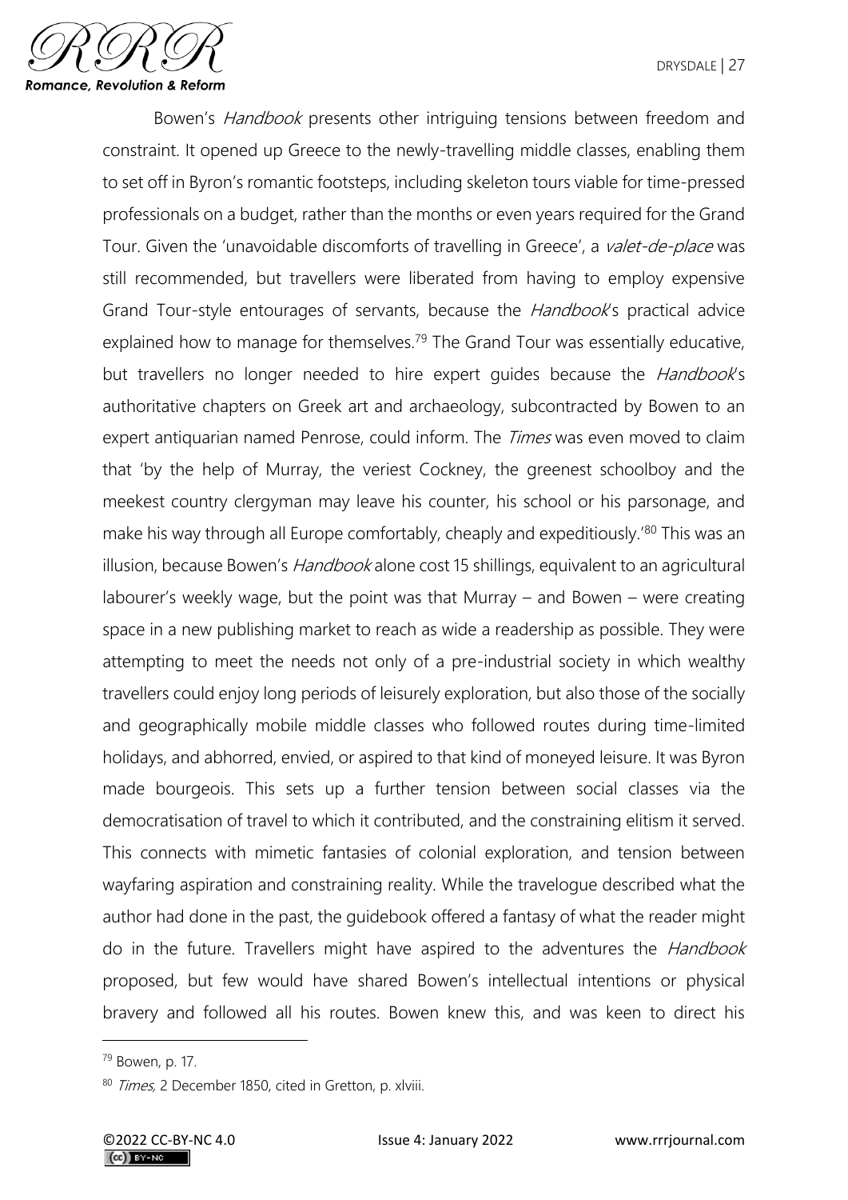Bowen's *Handbook* presents other intriguing tensions between freedom and constraint. It opened up Greece to the newly-travelling middle classes, enabling them to set off in Byron's romantic footsteps, including skeleton tours viable for time-pressed professionals on a budget, rather than the months or even years required for the Grand Tour. Given the 'unavoidable discomforts of travelling in Greece', a *valet-de-place* was still recommended, but travellers were liberated from having to employ expensive Grand Tour-style entourages of servants, because the *Handbook*'s practical advice explained how to manage for themselves.[79] The Grand Tour was essentially educative, but travellers no longer needed to hire expert guides because the *Handbook*'s authoritative chapters on Greek art and archaeology, subcontracted by Bowen to an expert antiquarian named Penrose, could inform. The *Times* was even moved to claim that 'by the help of Murray, the veriest Cockney, the greenest schoolboy and the meekest country clergyman may leave his counter, his school or his parsonage, and make his way through all Europe comfortably, cheaply and expeditiously.'[80] This was an illusion, because Bowen's *Handbook* alone cost 15 shillings, equivalent to an agricultural labourer's weekly wage, but the point was that Murray – and Bowen – were creating space in a new publishing market to reach as wide a readership as possible. They were attempting to meet the needs not only of a pre-industrial society in which wealthy travellers could enjoy long periods of leisurely exploration, but also those of the socially and geographically mobile middle classes who followed routes during time-limited holidays, and abhorred, envied, or aspired to that kind of moneyed leisure. It was Byron made bourgeois. This sets up a further tension between social classes via the democratisation of travel to which it contributed, and the constraining elitism it served. This connects with mimetic fantasies of colonial exploration, and tension between wayfaring aspiration and constraining reality. While the travelogue described what the author had done in the past, the guidebook offered a fantasy of what the reader might do in the future. Travellers might have aspired to the adventures the *Handbook* proposed, but few would have shared Bowen's intellectual intentions or physical bravery and followed all his routes. Bowen knew this, and was keen to direct his

---

[79] Bowen, p. 17.

[80] *Times,* 2 December 1850, cited in Gretton, p. xlviii.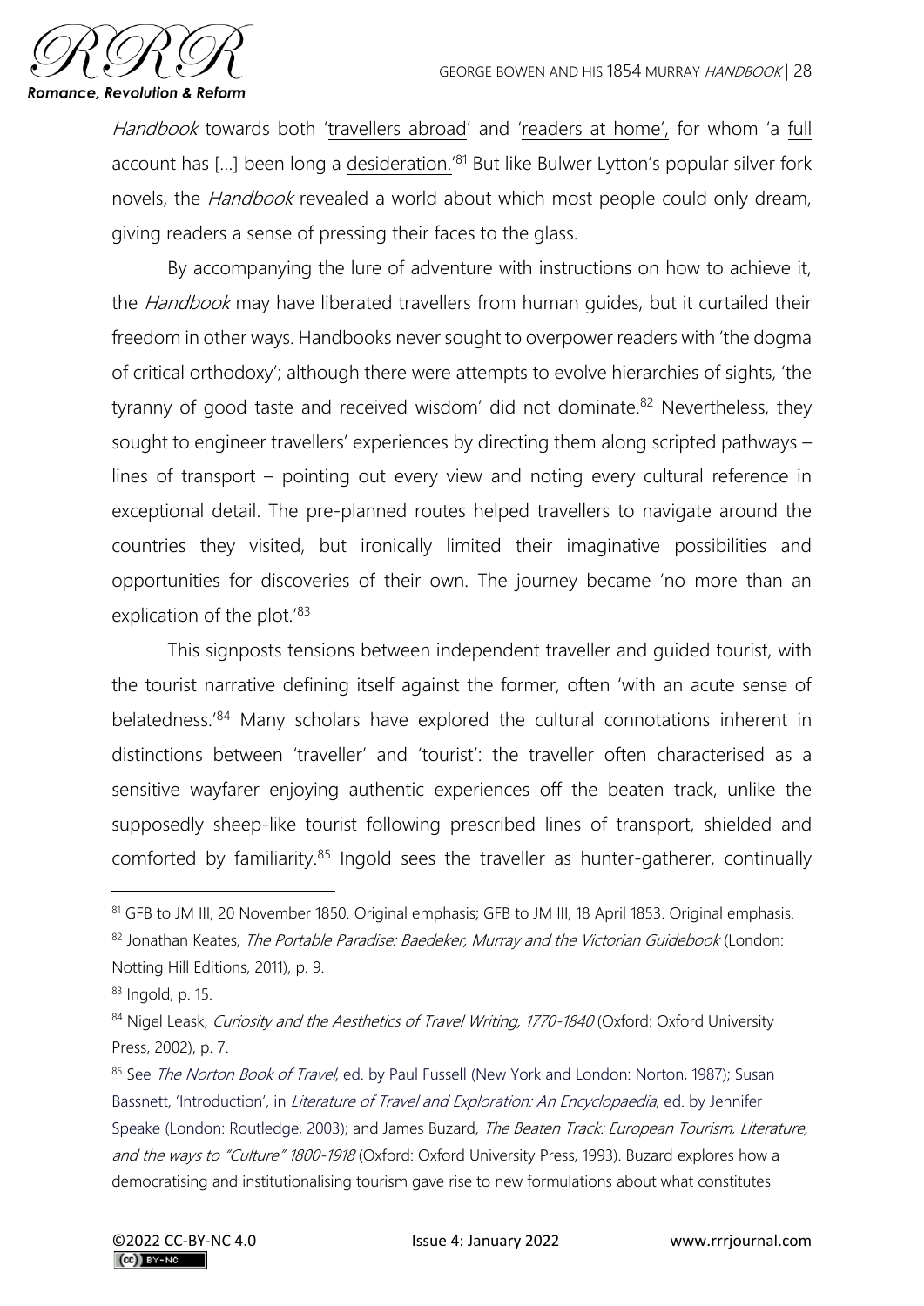*Handbook* towards both 'travellers abroad' and 'readers at home', for whom 'a full account has [...] been long a desideration.'[81] But like Bulwer Lytton's popular silver fork novels, the *Handbook* revealed a world about which most people could only dream, giving readers a sense of pressing their faces to the glass.

By accompanying the lure of adventure with instructions on how to achieve it, the *Handbook* may have liberated travellers from human guides, but it curtailed their freedom in other ways. Handbooks never sought to overpower readers with 'the dogma of critical orthodoxy'; although there were attempts to evolve hierarchies of sights, 'the tyranny of good taste and received wisdom' did not dominate.[82] Nevertheless, they sought to engineer travellers' experiences by directing them along scripted pathways – lines of transport – pointing out every view and noting every cultural reference in exceptional detail. The pre-planned routes helped travellers to navigate around the countries they visited, but ironically limited their imaginative possibilities and opportunities for discoveries of their own. The journey became 'no more than an explication of the plot.'[83]

This signposts tensions between independent traveller and guided tourist, with the tourist narrative defining itself against the former, often 'with an acute sense of belatedness.'[84] Many scholars have explored the cultural connotations inherent in distinctions between 'traveller' and 'tourist': the traveller often characterised as a sensitive wayfarer enjoying authentic experiences off the beaten track, unlike the supposedly sheep-like tourist following prescribed lines of transport, shielded and comforted by familiarity.[85] Ingold sees the traveller as hunter-gatherer, continually

---

[81] GFB to JM III, 20 November 1850. Original emphasis; GFB to JM III, 18 April 1853. Original emphasis.

[82] Jonathan Keates, *The Portable Paradise: Baedeker, Murray and the Victorian Guidebook* (London: Notting Hill Editions, 2011), p. 9.

[83] Ingold, p. 15.

[84] Nigel Leask, *Curiosity and the Aesthetics of Travel Writing, 1770-1840* (Oxford: Oxford University Press, 2002), p. 7.

[85] See *The Norton Book of Travel*, ed. by Paul Fussell (New York and London: Norton, 1987); Susan Bassnett, 'Introduction', in *Literature of Travel and Exploration: An Encyclopaedia*, ed. by Jennifer Speake (London: Routledge, 2003); and James Buzard, *The Beaten Track: European Tourism, Literature, and the ways to "Culture" 1800-1918* (Oxford: Oxford University Press, 1993). Buzard explores how a democratising and institutionalising tourism gave rise to new formulations about what constitutes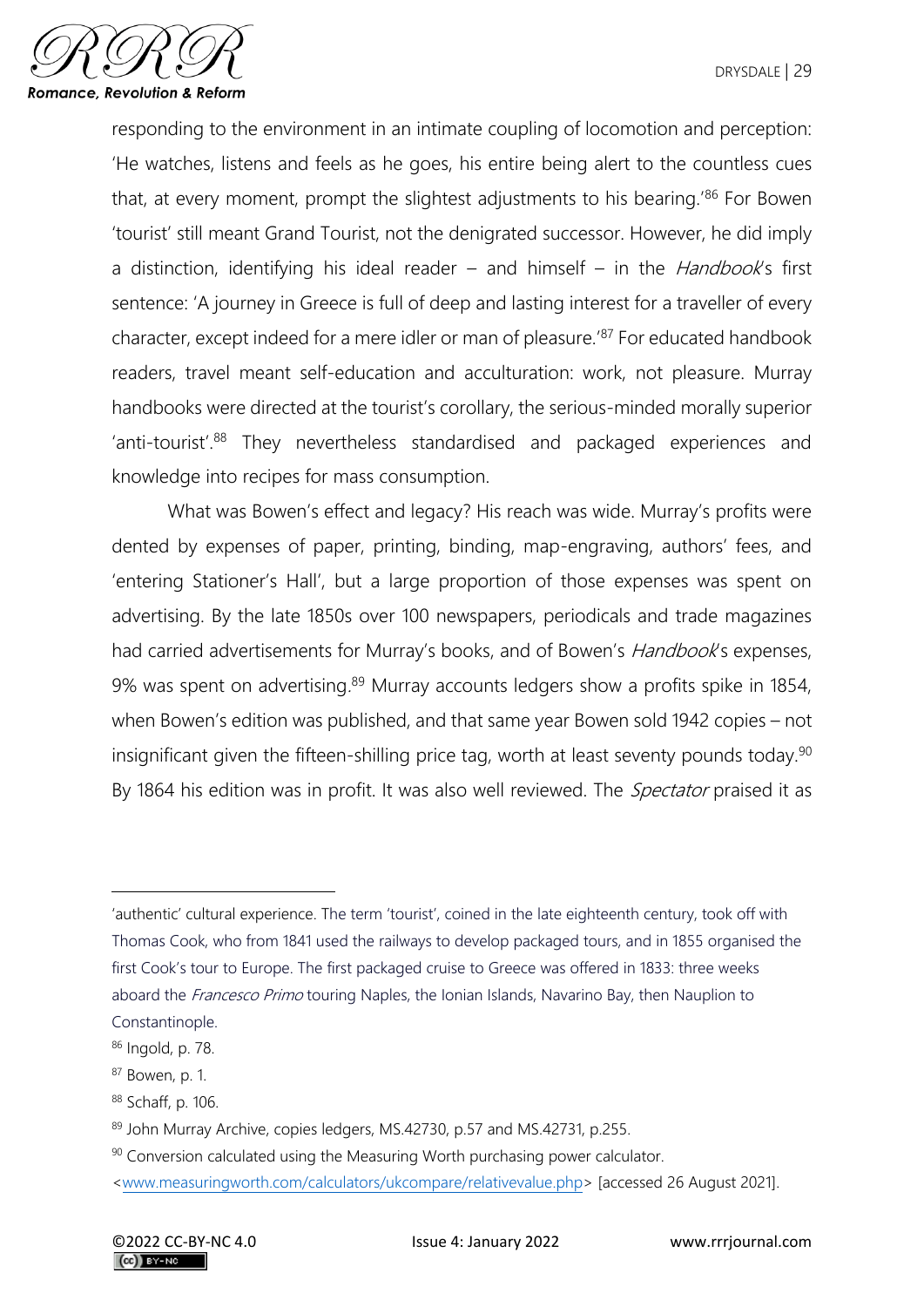responding to the environment in an intimate coupling of locomotion and perception: 'He watches, listens and feels as he goes, his entire being alert to the countless cues that, at every moment, prompt the slightest adjustments to his bearing.'[86] For Bowen 'tourist' still meant Grand Tourist, not the denigrated successor. However, he did imply a distinction, identifying his ideal reader – and himself – in the *Handbook*'s first sentence: 'A journey in Greece is full of deep and lasting interest for a traveller of every character, except indeed for a mere idler or man of pleasure.'[87] For educated handbook readers, travel meant self-education and acculturation: work, not pleasure. Murray handbooks were directed at the tourist's corollary, the serious-minded morally superior 'anti-tourist'.[88] They nevertheless standardised and packaged experiences and knowledge into recipes for mass consumption.

What was Bowen's effect and legacy? His reach was wide. Murray's profits were dented by expenses of paper, printing, binding, map-engraving, authors' fees, and 'entering Stationer's Hall', but a large proportion of those expenses was spent on advertising. By the late 1850s over 100 newspapers, periodicals and trade magazines had carried advertisements for Murray's books, and of Bowen's *Handbook*'s expenses, 9% was spent on advertising.[89] Murray accounts ledgers show a profits spike in 1854, when Bowen's edition was published, and that same year Bowen sold 1942 copies – not insignificant given the fifteen-shilling price tag, worth at least seventy pounds today.[90] By 1864 his edition was in profit. It was also well reviewed. The *Spectator* praised it as

---

'authentic' cultural experience. The term 'tourist', coined in the late eighteenth century, took off with Thomas Cook, who from 1841 used the railways to develop packaged tours, and in 1855 organised the first Cook's tour to Europe. The first packaged cruise to Greece was offered in 1833: three weeks aboard the *Francesco Primo* touring Naples, the Ionian Islands, Navarino Bay, then Nauplion to Constantinople.

[86] Ingold, p. 78.

[87] Bowen, p. 1.

[88] Schaff, p. 106.

[89] John Murray Archive, copies ledgers, MS.42730, p.57 and MS.42731, p.255.

[90] Conversion calculated using the Measuring Worth purchasing power calculator. <www.measuringworth.com/calculators/ukcompare/relativevalue.php> [accessed 26 August 2021].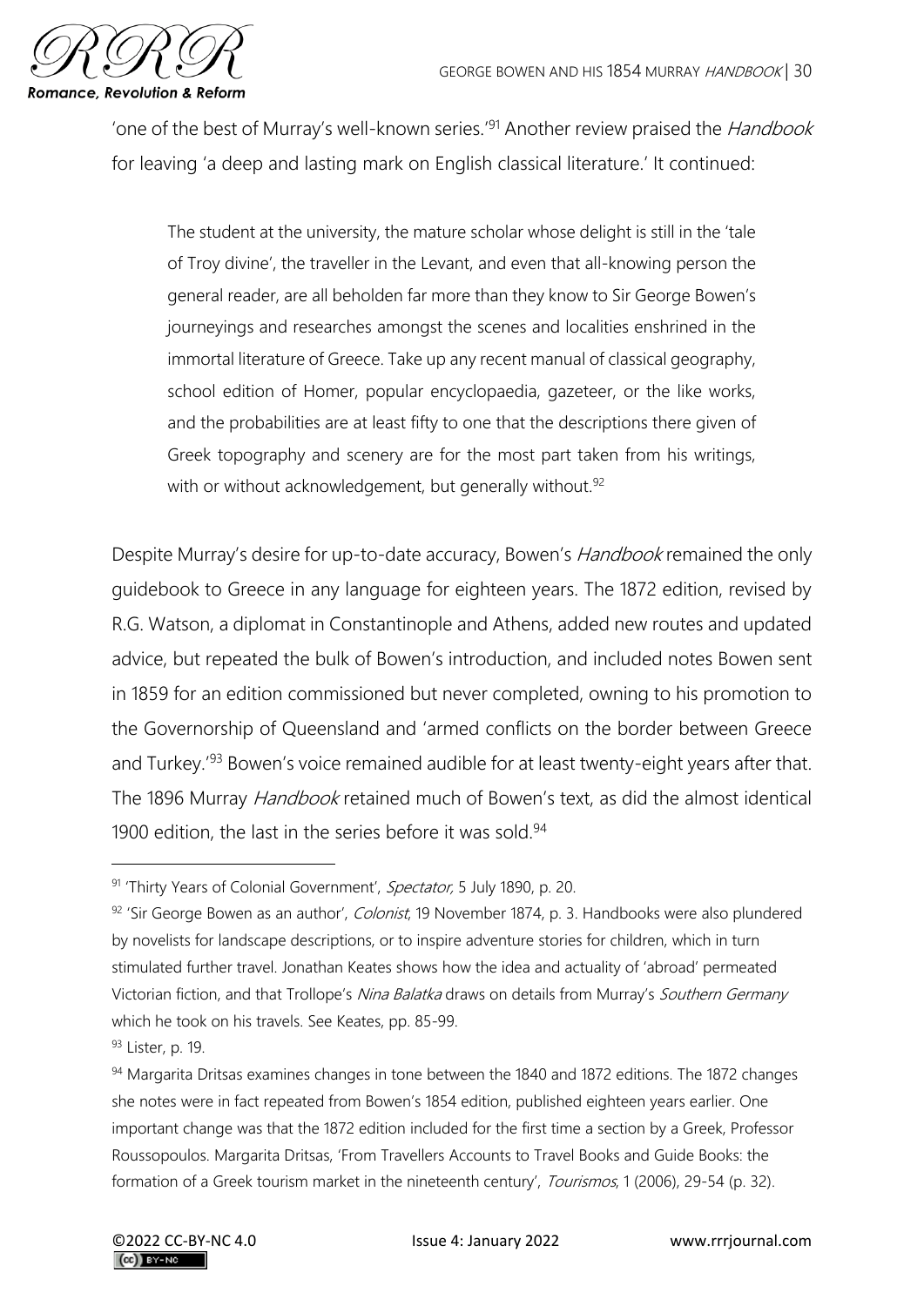'one of the best of Murray's well-known series.'[91] Another review praised the *Handbook* for leaving 'a deep and lasting mark on English classical literature.' It continued:

> The student at the university, the mature scholar whose delight is still in the 'tale of Troy divine', the traveller in the Levant, and even that all-knowing person the general reader, are all beholden far more than they know to Sir George Bowen's journeyings and researches amongst the scenes and localities enshrined in the immortal literature of Greece. Take up any recent manual of classical geography, school edition of Homer, popular encyclopaedia, gazeteer, or the like works, and the probabilities are at least fifty to one that the descriptions there given of Greek topography and scenery are for the most part taken from his writings, with or without acknowledgement, but generally without.[92]

Despite Murray's desire for up-to-date accuracy, Bowen's *Handbook* remained the only guidebook to Greece in any language for eighteen years. The 1872 edition, revised by R.G. Watson, a diplomat in Constantinople and Athens, added new routes and updated advice, but repeated the bulk of Bowen's introduction, and included notes Bowen sent in 1859 for an edition commissioned but never completed, owning to his promotion to the Governorship of Queensland and 'armed conflicts on the border between Greece and Turkey.'[93] Bowen's voice remained audible for at least twenty-eight years after that. The 1896 Murray *Handbook* retained much of Bowen's text, as did the almost identical 1900 edition, the last in the series before it was sold.[94]

---

[91] 'Thirty Years of Colonial Government', *Spectator,* 5 July 1890, p. 20.

[92] 'Sir George Bowen as an author', *Colonist*, 19 November 1874, p. 3. Handbooks were also plundered by novelists for landscape descriptions, or to inspire adventure stories for children, which in turn stimulated further travel. Jonathan Keates shows how the idea and actuality of 'abroad' permeated Victorian fiction, and that Trollope's *Nina Balatka* draws on details from Murray's *Southern Germany* which he took on his travels. See Keates, pp. 85-99.

[93] Lister, p. 19.

[94] Margarita Dritsas examines changes in tone between the 1840 and 1872 editions. The 1872 changes she notes were in fact repeated from Bowen's 1854 edition, published eighteen years earlier. One important change was that the 1872 edition included for the first time a section by a Greek, Professor Roussopoulos. Margarita Dritsas, 'From Travellers Accounts to Travel Books and Guide Books: the formation of a Greek tourism market in the nineteenth century', *Tourismos*, 1 (2006), 29-54 (p. 32).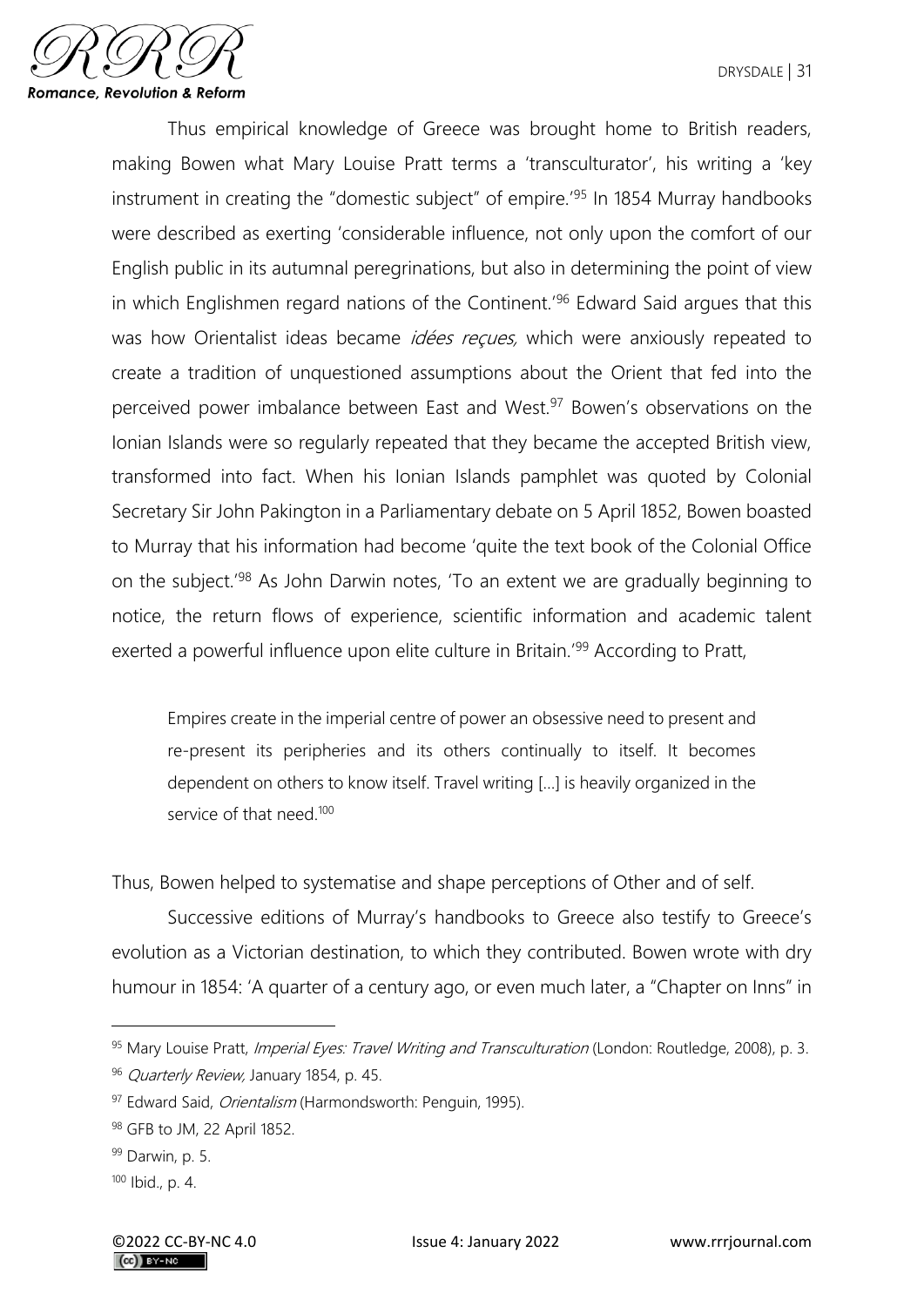Thus empirical knowledge of Greece was brought home to British readers, making Bowen what Mary Louise Pratt terms a 'transculturator', his writing a 'key instrument in creating the "domestic subject" of empire.'[95] In 1854 Murray handbooks were described as exerting 'considerable influence, not only upon the comfort of our English public in its autumnal peregrinations, but also in determining the point of view in which Englishmen regard nations of the Continent.'[96] Edward Said argues that this was how Orientalist ideas became *idées reçues,* which were anxiously repeated to create a tradition of unquestioned assumptions about the Orient that fed into the perceived power imbalance between East and West.[97] Bowen's observations on the Ionian Islands were so regularly repeated that they became the accepted British view, transformed into fact. When his Ionian Islands pamphlet was quoted by Colonial Secretary Sir John Pakington in a Parliamentary debate on 5 April 1852, Bowen boasted to Murray that his information had become 'quite the text book of the Colonial Office on the subject.'[98] As John Darwin notes, 'To an extent we are gradually beginning to notice, the return flows of experience, scientific information and academic talent exerted a powerful influence upon elite culture in Britain.'[99] According to Pratt,

> Empires create in the imperial centre of power an obsessive need to present and re-present its peripheries and its others continually to itself. It becomes dependent on others to know itself. Travel writing [...] is heavily organized in the service of that need.[100]

Thus, Bowen helped to systematise and shape perceptions of Other and of self.

Successive editions of Murray's handbooks to Greece also testify to Greece's evolution as a Victorian destination, to which they contributed. Bowen wrote with dry humour in 1854: 'A quarter of a century ago, or even much later, a "Chapter on Inns" in

---

[95] Mary Louise Pratt, *Imperial Eyes: Travel Writing and Transculturation* (London: Routledge, 2008), p. 3.

[96] *Quarterly Review,* January 1854, p. 45.

[97] Edward Said, *Orientalism* (Harmondsworth: Penguin, 1995).

[98] GFB to JM, 22 April 1852.

[99] Darwin, p. 5.

[100] Ibid., p. 4.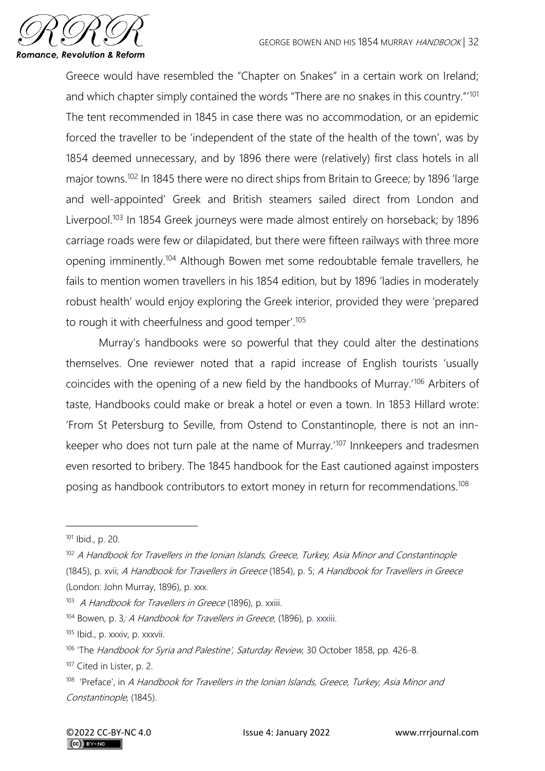Greece would have resembled the "Chapter on Snakes" in a certain work on Ireland; and which chapter simply contained the words "There are no snakes in this country."'[101] The tent recommended in 1845 in case there was no accommodation, or an epidemic forced the traveller to be 'independent of the state of the health of the town', was by 1854 deemed unnecessary, and by 1896 there were (relatively) first class hotels in all major towns.[102] In 1845 there were no direct ships from Britain to Greece; by 1896 'large and well-appointed' Greek and British steamers sailed direct from London and Liverpool.[103] In 1854 Greek journeys were made almost entirely on horseback; by 1896 carriage roads were few or dilapidated, but there were fifteen railways with three more opening imminently.[104] Although Bowen met some redoubtable female travellers, he fails to mention women travellers in his 1854 edition, but by 1896 'ladies in moderately robust health' would enjoy exploring the Greek interior, provided they were 'prepared to rough it with cheerfulness and good temper'.[105]

Murray's handbooks were so powerful that they could alter the destinations themselves. One reviewer noted that a rapid increase of English tourists 'usually coincides with the opening of a new field by the handbooks of Murray.'[106] Arbiters of taste, Handbooks could make or break a hotel or even a town. In 1853 Hillard wrote: 'From St Petersburg to Seville, from Ostend to Constantinople, there is not an inn-keeper who does not turn pale at the name of Murray.'[107] Innkeepers and tradesmen even resorted to bribery. The 1845 handbook for the East cautioned against imposters posing as handbook contributors to extort money in return for recommendations.[108]

---

[101] Ibid., p. 20.

[102] *A Handbook for Travellers in the Ionian Islands, Greece, Turkey, Asia Minor and Constantinople* (1845), p. xvii; *A Handbook for Travellers in Greece* (1854), p. 5; *A Handbook for Travellers in Greece* (London: John Murray, 1896), p. xxx.

[103] *A Handbook for Travellers in Greece* (1896), p. xxiii.

[104] Bowen, p. 3; *A Handbook for Travellers in Greece*, (1896), p. xxxiii.

[105] Ibid., p. xxxiv, p. xxxvii.

[106] 'The *Handbook for Syria and Palestine*', *Saturday Review*, 30 October 1858, pp. 426-8.

[107] Cited in Lister, p. 2.

[108] 'Preface', in *A Handbook for Travellers in the Ionian Islands, Greece, Turkey, Asia Minor and Constantinople*, (1845).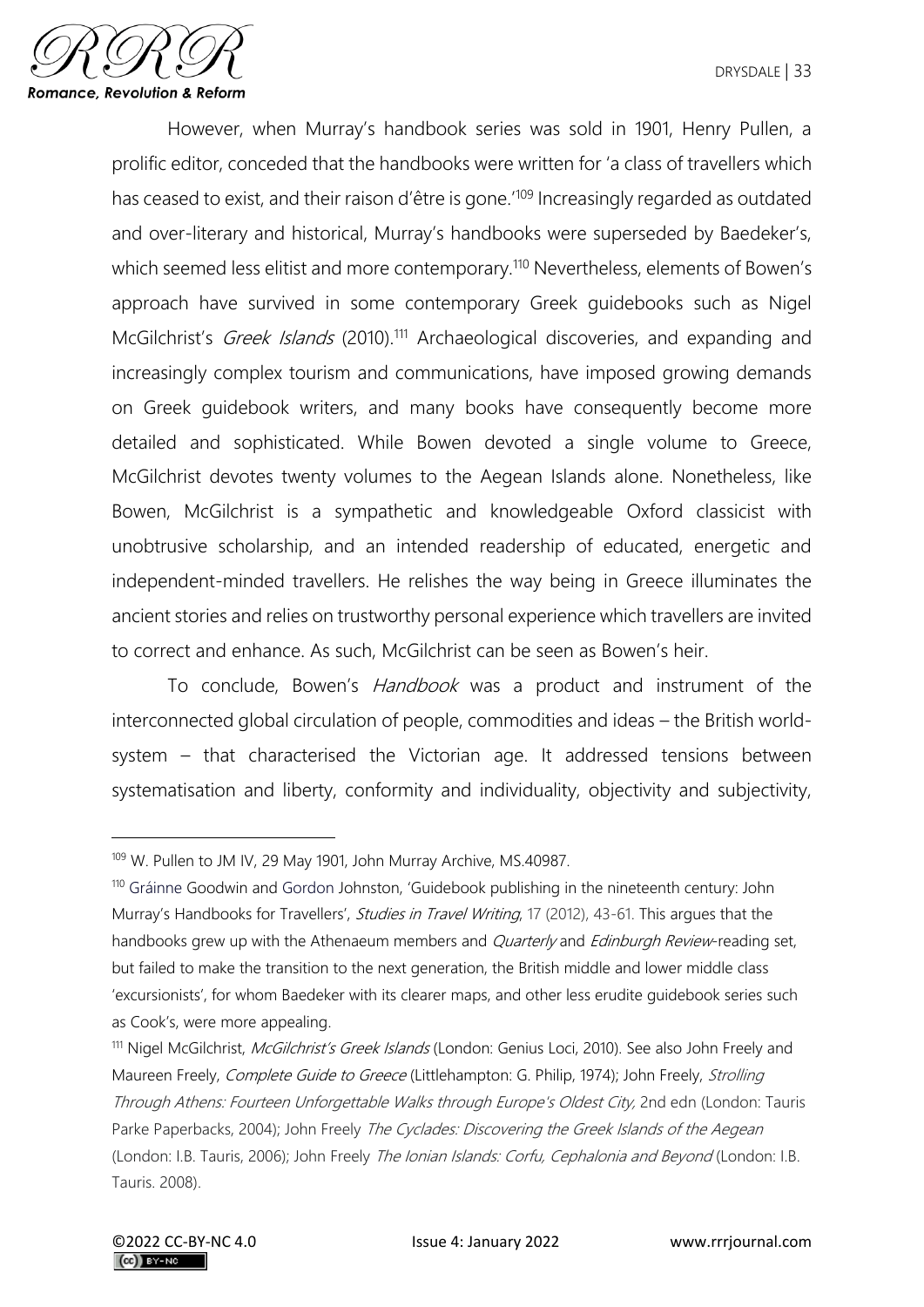However, when Murray's handbook series was sold in 1901, Henry Pullen, a prolific editor, conceded that the handbooks were written for 'a class of travellers which has ceased to exist, and their raison d'être is gone.'[109] Increasingly regarded as outdated and over-literary and historical, Murray's handbooks were superseded by Baedeker's, which seemed less elitist and more contemporary.[110] Nevertheless, elements of Bowen's approach have survived in some contemporary Greek guidebooks such as Nigel McGilchrist's *Greek Islands* (2010).[111] Archaeological discoveries, and expanding and increasingly complex tourism and communications, have imposed growing demands on Greek guidebook writers, and many books have consequently become more detailed and sophisticated. While Bowen devoted a single volume to Greece, McGilchrist devotes twenty volumes to the Aegean Islands alone. Nonetheless, like Bowen, McGilchrist is a sympathetic and knowledgeable Oxford classicist with unobtrusive scholarship, and an intended readership of educated, energetic and independent-minded travellers. He relishes the way being in Greece illuminates the ancient stories and relies on trustworthy personal experience which travellers are invited to correct and enhance. As such, McGilchrist can be seen as Bowen's heir.

To conclude, Bowen's *Handbook* was a product and instrument of the interconnected global circulation of people, commodities and ideas – the British world-system – that characterised the Victorian age. It addressed tensions between systematisation and liberty, conformity and individuality, objectivity and subjectivity,

---

[109] W. Pullen to JM IV, 29 May 1901, John Murray Archive, MS.40987.

[110] Gráinne Goodwin and Gordon Johnston, 'Guidebook publishing in the nineteenth century: John Murray's Handbooks for Travellers', *Studies in Travel Writing*, 17 (2012), 43-61. This argues that the handbooks grew up with the Athenaeum members and *Quarterly* and *Edinburgh Review*-reading set, but failed to make the transition to the next generation, the British middle and lower middle class 'excursionists', for whom Baedeker with its clearer maps, and other less erudite guidebook series such as Cook's, were more appealing.

[111] Nigel McGilchrist, *McGilchrist's Greek Islands* (London: Genius Loci, 2010). See also John Freely and Maureen Freely, *Complete Guide to Greece* (Littlehampton: G. Philip, 1974); John Freely, *Strolling Through Athens: Fourteen Unforgettable Walks through Europe's Oldest City,* 2nd edn (London: Tauris Parke Paperbacks, 2004); John Freely *The Cyclades: Discovering the Greek Islands of the Aegean* (London: I.B. Tauris, 2006); John Freely *The Ionian Islands: Corfu, Cephalonia and Beyond* (London: I.B. Tauris. 2008).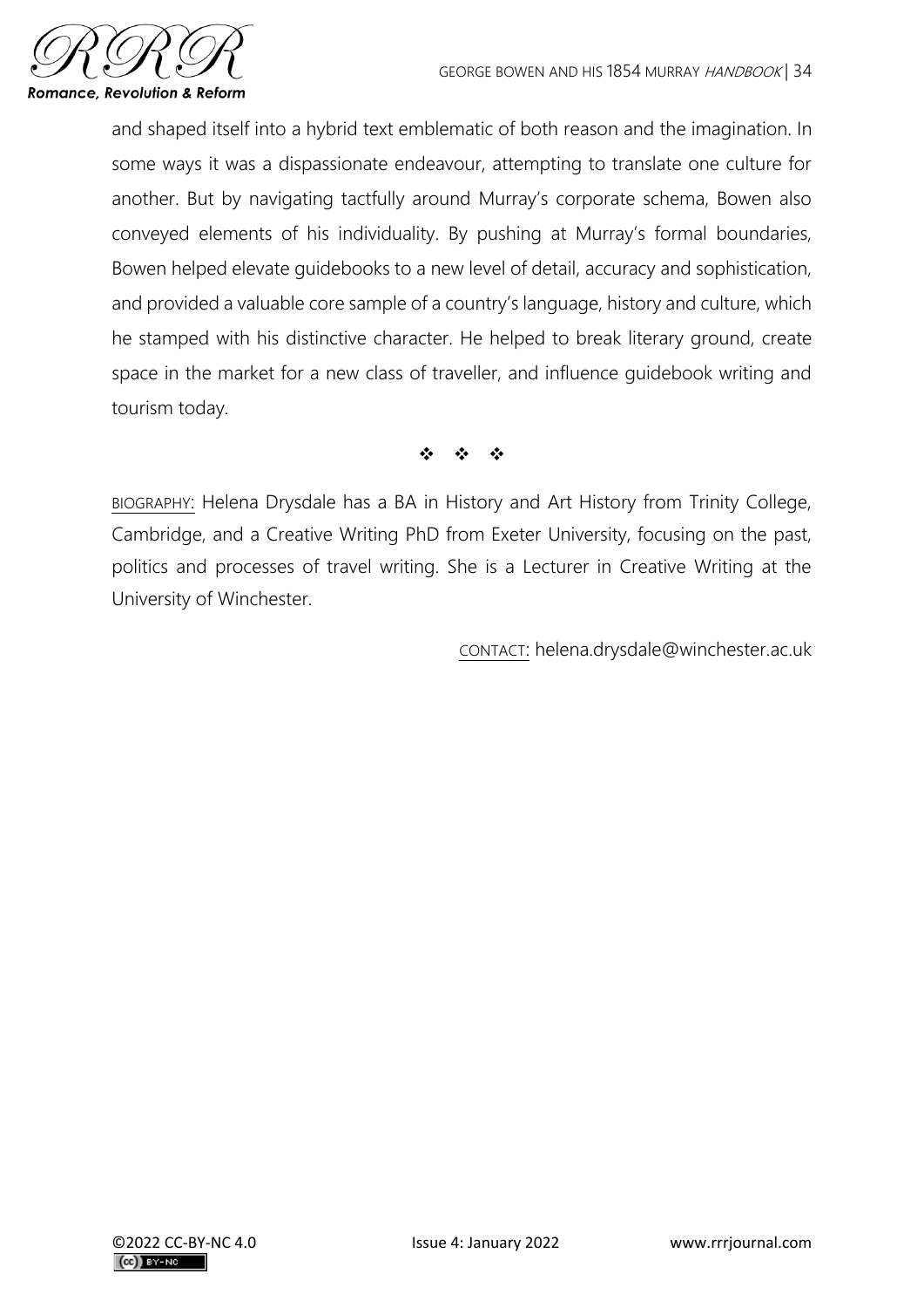and shaped itself into a hybrid text emblematic of both reason and the imagination. In some ways it was a dispassionate endeavour, attempting to translate one culture for another. But by navigating tactfully around Murray's corporate schema, Bowen also conveyed elements of his individuality. By pushing at Murray's formal boundaries, Bowen helped elevate guidebooks to a new level of detail, accuracy and sophistication, and provided a valuable core sample of a country's language, history and culture, which he stamped with his distinctive character. He helped to break literary ground, create space in the market for a new class of traveller, and influence guidebook writing and tourism today.

❖ ❖ ❖

BIOGRAPHY: Helena Drysdale has a BA in History and Art History from Trinity College, Cambridge, and a Creative Writing PhD from Exeter University, focusing on the past, politics and processes of travel writing. She is a Lecturer in Creative Writing at the University of Winchester.

CONTACT: helena.drysdale@winchester.ac.uk